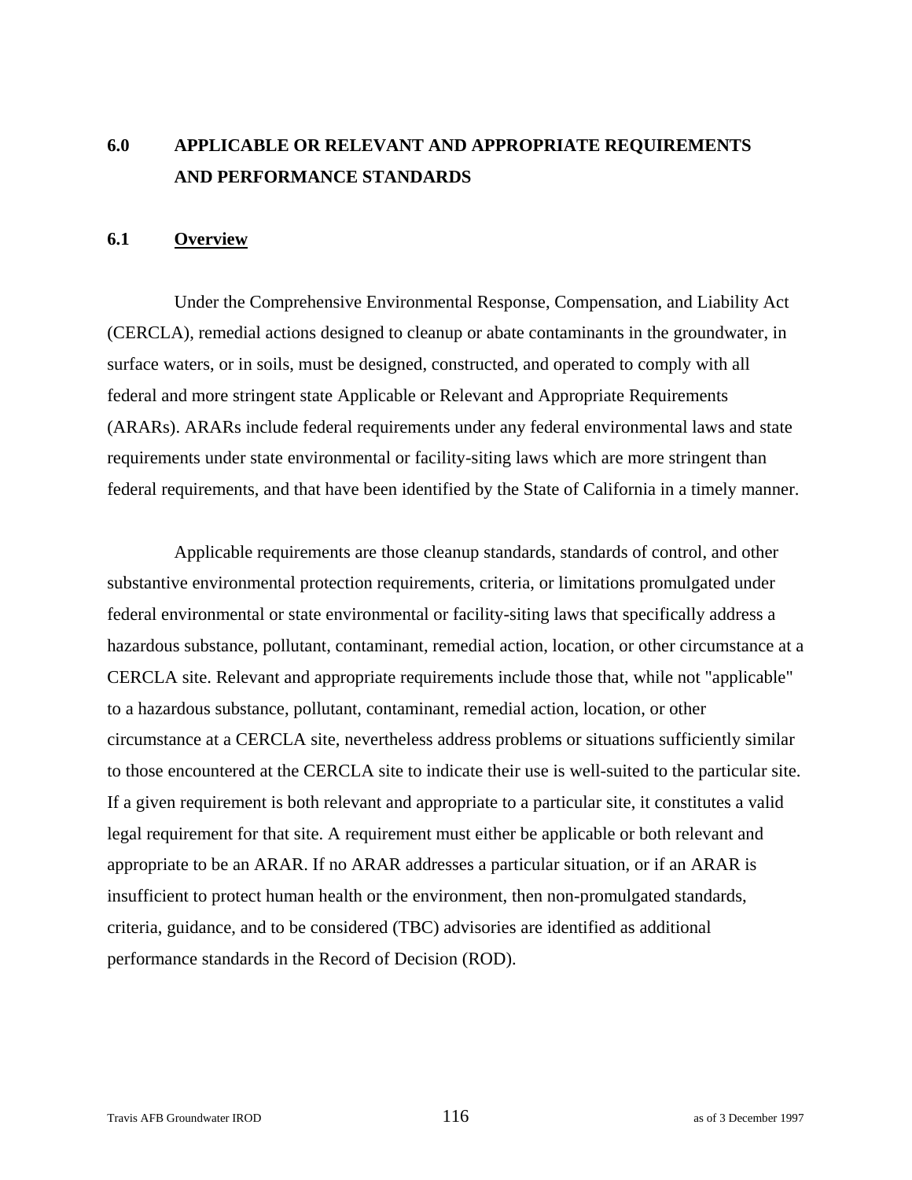# 6.0 APPLICABLE OR RELEVANT AND APPROPRIATE REQUIREMENTS AND PERFORMANCE STANDARDS

## 6.1 <u>Overview</u>

Under the Comprehensive Environmental Response, Compensation, and Liability Act (CERCLA), remedial actions designed to cleanup or abate contaminants in the groundwater, in surface waters, or in soils, must be designed, constructed, and operated to comply with all federal and more stringent state Applicable or Relevant and Appropriate Requirements (ARARs). ARARs include federal requirements under any federal environmental laws and state requirements under state environmental or facility-siting laws which are more stringent than federal requirements, and that have been identified by the State of California in a timely manner.

Applicable requirements are those cleanup standards, standards of control, and other substantive environmental protection requirements, criteria, or limitations promulgated under federal environmental or state environmental or facility-siting laws that specifically address a hazardous substance, pollutant, contaminant, remedial action, location, or other circumstance at a CERCLA site. Relevant and appropriate requirements include those that, while not "applicable" to a hazardous substance, pollutant, contaminant, remedial action, location, or other circumstance at a CERCLA site, nevertheless address problems or situations sufficiently similar to those encountered at the CERCLA site to indicate their use is well-suited to the particular site. If a given requirement is both relevant and appropriate to a particular site, it constitutes a valid legal requirement for that site. A requirement must either be applicable or both relevant and appropriate to be an ARAR. If no ARAR addresses a particular situation, or if an ARAR is insufficient to protect human health or the environment, then non-promulgated standards, criteria, guidance, and to be considered (TBC) advisories are identified as additional performance standards in the Record of Decision (ROD).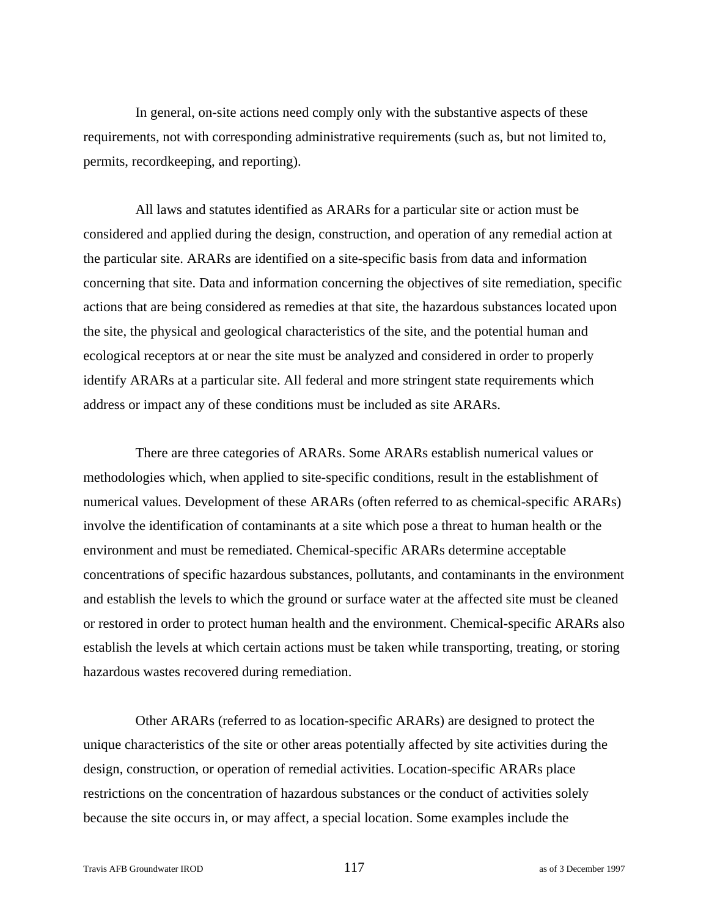In general, on-site actions need comply only with the substantive aspects of these requirements, not with corresponding administrative requirements (such as, but not limited to, permits, recordkeeping, and reporting).

All laws and statutes identified as ARARs for a particular site or action must be considered and applied during the design, construction, and operation of any remedial action at the particular site. ARARs are identified on a site-specific basis from data and information concerning that site. Data and information concerning the objectives of site remediation, specific actions that are being considered as remedies at that site, the hazardous substances located upon the site, the physical and geological characteristics of the site, and the potential human and ecological receptors at or near the site must be analyzed and considered in order to properly identify ARARs at a particular site. All federal and more stringent state requirements which address or impact any of these conditions must be included as site ARARs.

There are three categories of ARARs. Some ARARs establish numerical values or methodologies which, when applied to site-specific conditions, result in the establishment of numerical values. Development of these ARARs (often referred to as chemical-specific ARARs) involve the identification of contaminants at a site which pose a threat to human health or the environment and must be remediated. Chemical-specific ARARs determine acceptable concentrations of specific hazardous substances, pollutants, and contaminants in the environment and establish the levels to which the ground or surface water at the affected site must be cleaned or restored in order to protect human health and the environment. Chemical-specific ARARs also establish the levels at which certain actions must be taken while transporting, treating, or storing hazardous wastes recovered during remediation.

Other ARARs (referred to as location-specific ARARs) are designed to protect the unique characteristics of the site or other areas potentially affected by site activities during the design, construction, or operation of remedial activities. Location-specific ARARs place restrictions on the concentration of hazardous substances or the conduct of activities solely because the site occurs in, or may affect, a special location. Some examples include the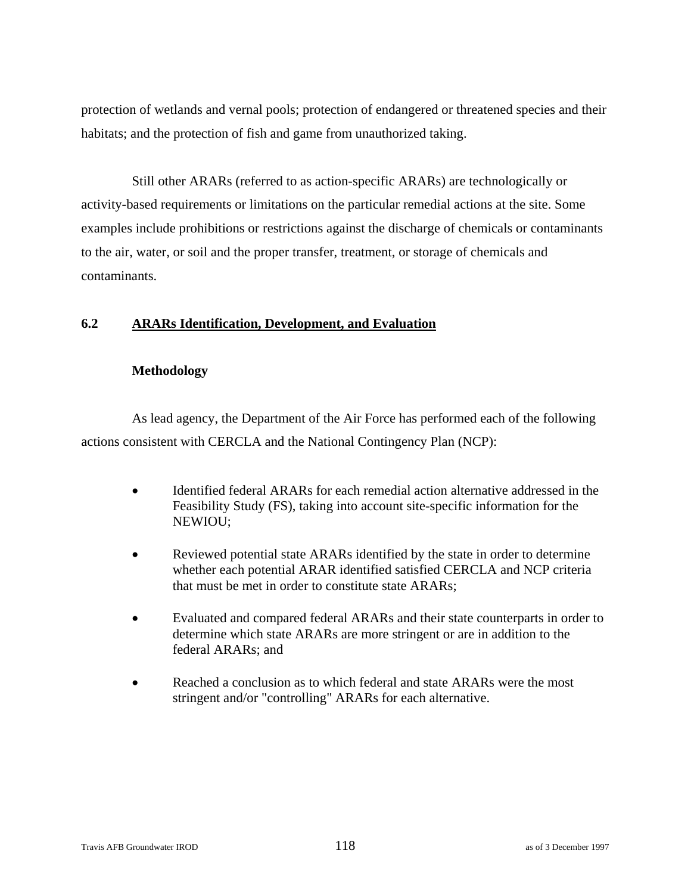protection of wetlands and vernal pools; protection of endangered or threatened species and their habitats; and the protection of fish and game from unauthorized taking.

Still other ARARs (referred to as action-specific ARARs) are technologically or activity-based requirements or limitations on the particular remedial actions at the site. Some examples include prohibitions or restrictions against the discharge of chemicals or contaminants to the air, water, or soil and the proper transfer, treatment, or storage of chemicals and contaminants.

## 6.2 ARARs Identification, Development, and Evaluation

### Methodology

As lead agency, the Department of the Air Force has performed each of the following actions consistent with CERCLA and the National Contingency Plan (NCP):

- Identified federal ARARs for each remedial action alternative addressed in the Feasibility Study (FS), taking into account site-specific information for the NEWIOU;
- Reviewed potential state ARARs identified by the state in order to determine whether each potential ARAR identified satisfied CERCLA and NCP criteria that must be met in order to constitute state ARARs;
- Evaluated and compared federal ARARs and their state counterparts in order to determine which state ARARs are more stringent or are in addition to the federal ARARs; and
- Reached a conclusion as to which federal and state ARARs were the most stringent and/or "controlling" ARARs for each alternative.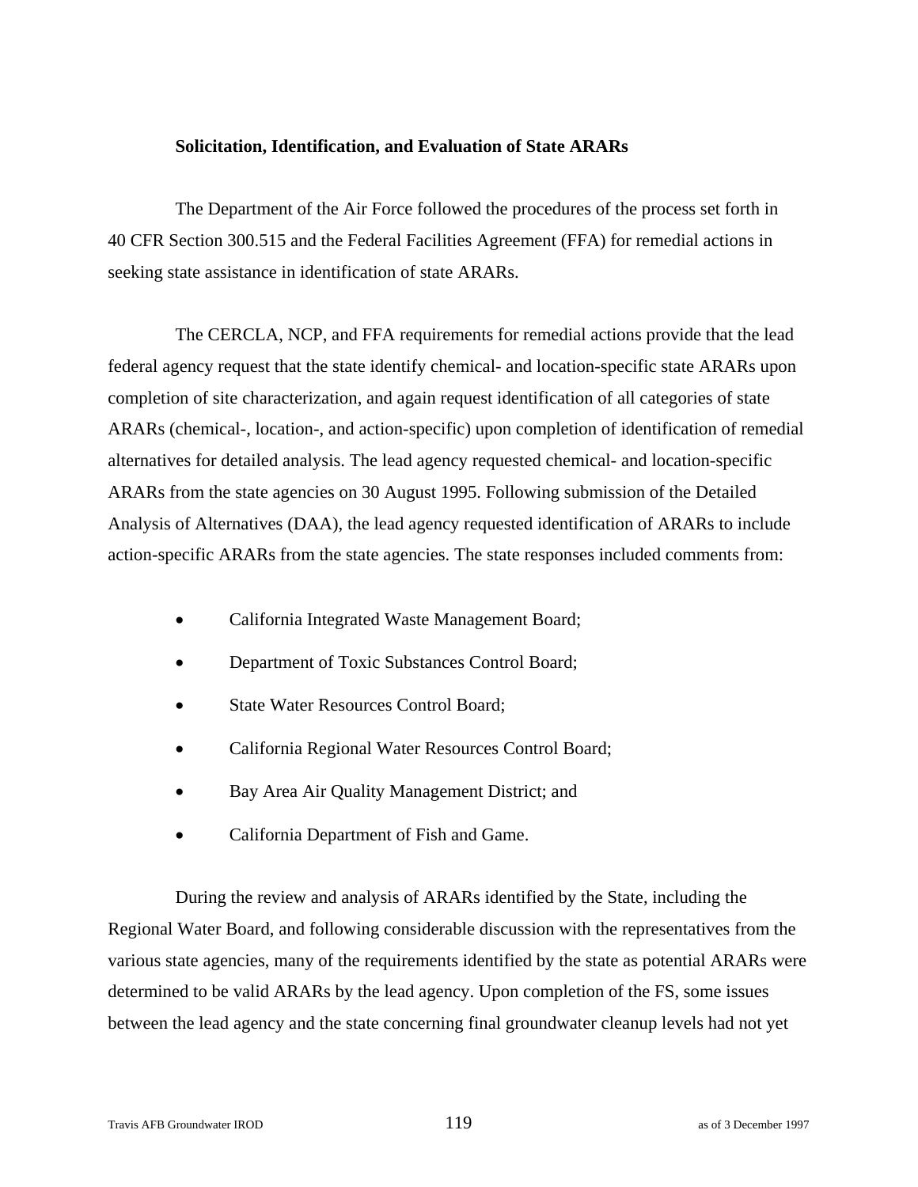**Solicitation, Identification, and Evaluation of State ARARs**

The Department of the Air Force followed the procedures of the process set forth in 40 CFR Section 300.515 and the Federal Facilities Agreement (FFA) for remedial actions in seeking state assistance in identification of state ARARs.

The CERCLA, NCP, and FFA requirements for remedial actions provide that the lead federal agency request that the state identify chemical- and location-specific state ARARs upon completion of site characterization, and again request identification of all categories of state ARARs (chemical-, location-, and action-specific) upon completion of identification of remedial alternatives for detailed analysis. The lead agency requested chemical- and location-specific ARARs from the state agencies on 30 August 1995. Following submission of the Detailed Analysis of Alternatives (DAA), the lead agency requested identification of ARARs to include action-specific ARARs from the state agencies. The state responses included comments from:

- California Integrated Waste Management Board;
- Department of Toxic Substances Control Board;
- State Water Resources Control Board;
- California Regional Water Resources Control Board;
- Bay Area Air Quality Management District; and
- California Department of Fish and Game.

During the review and analysis of ARARs identified by the State, including the Regional Water Board, and following considerable discussion with the representatives from the various state agencies, many of the requirements identified by the state as potential ARARs were determined to be valid ARARs by the lead agency. Upon completion of the FS, some issues between the lead agency and the state concerning final groundwater cleanup levels had not yet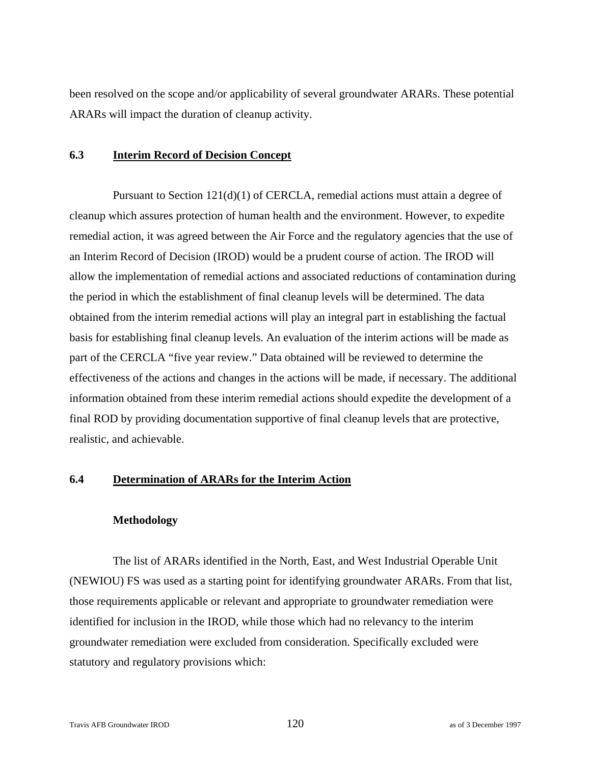been resolved on the scope and/or applicability of several groundwater ARARs. These potential ARARs will impact the duration of cleanup activity.

### 6.3 Interim Record of Decision Concept

Pursuant to Section 121(d)(1) of CERCLA, remedial actions must attain a degree of cleanup which assures protection of human health and the environment. However, to expedite remedial action, it was agreed between the Air Force and the regulatory agencies that the use of an Interim Record of Decision (IROD) would be a prudent course of action. The IROD will allow the implementation of remedial actions and associated reductions of contamination during the period in which the establishment of final cleanup levels will be determined. The data obtained from the interim remedial actions will play an integral part in establishing the factual basis for establishing final cleanup levels. An evaluation of the interim actions will be made as part of the CERCLA "five year review." Data obtained will be reviewed to determine the effectiveness of the actions and changes in the actions will be made, if necessary. The additional information obtained from these interim remedial actions should expedite the development of a final ROD by providing documentation supportive of final cleanup levels that are protective, realistic, and achievable.

### 6.4 Determination of ARARs for the Interim Action

#### Methodology

The list of ARARs identified in the North, East, and West Industrial Operable Unit (NEWIOU) FS was used as a starting point for identifying groundwater ARARs. From that list, those requirements applicable or relevant and appropriate to groundwater remediation were identified for inclusion in the IROD, while those which had no relevancy to the interim groundwater remediation were excluded from consideration. Specifically excluded were statutory and regulatory provisions which: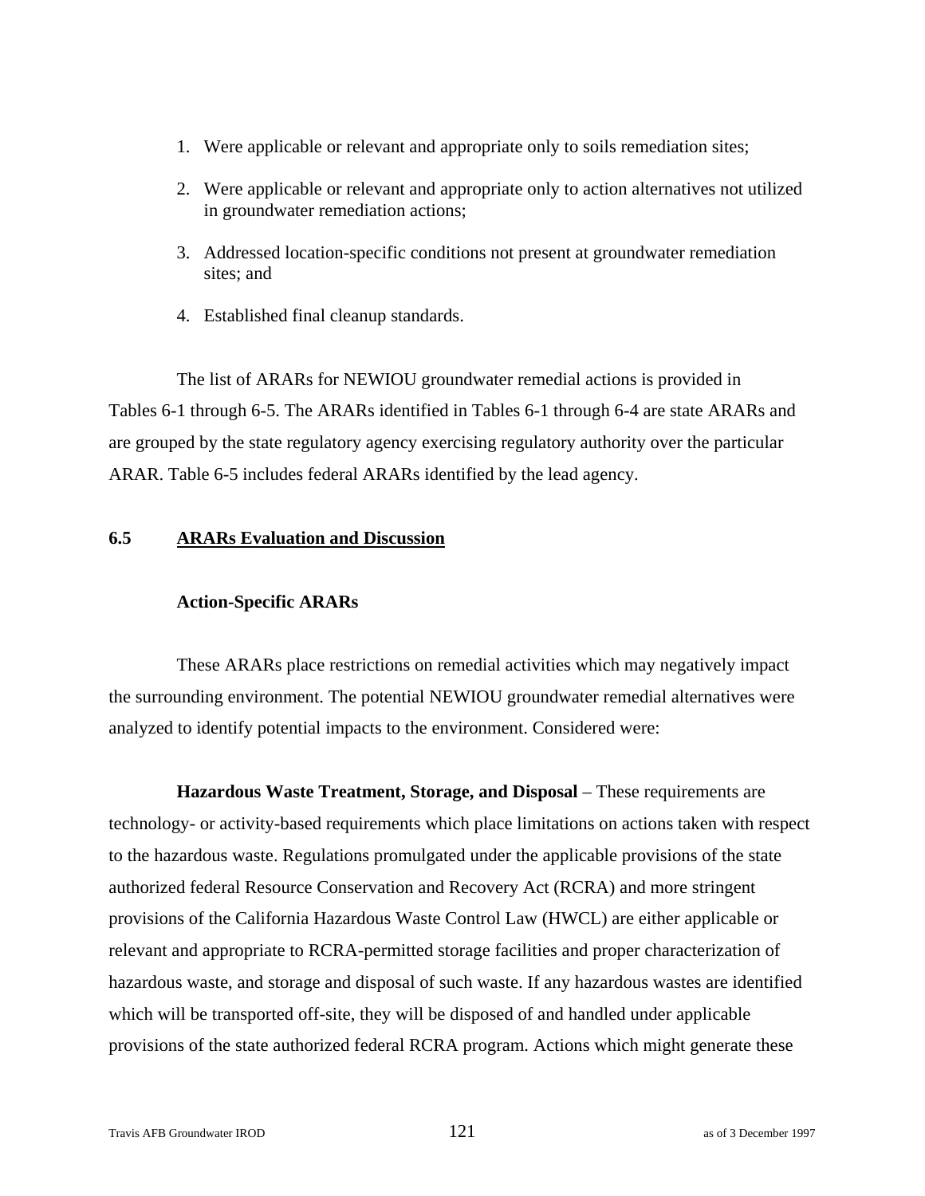1. Were applicable or relevant and appropriate only to soils remediation sites;

2. Were applicable or relevant and appropriate only to action alternatives not utilized in groundwater remediation actions;

3. Addressed location-specific conditions not present at groundwater remediation sites; and

4. Established final cleanup standards.

The list of ARARs for NEWIOU groundwater remedial actions is provided in Tables 6-1 through 6-5. The ARARs identified in Tables 6-1 through 6-4 are state ARARs and are grouped by the state regulatory agency exercising regulatory authority over the particular ARAR. Table 6-5 includes federal ARARs identified by the lead agency.

## 6.5 ARARs Evaluation and Discussion

### Action-Specific ARARs

These ARARs place restrictions on remedial activities which may negatively impact the surrounding environment. The potential NEWIOU groundwater remedial alternatives were analyzed to identify potential impacts to the environment. Considered were:

**Hazardous Waste Treatment, Storage, and Disposal** – These requirements are technology- or activity-based requirements which place limitations on actions taken with respect to the hazardous waste. Regulations promulgated under the applicable provisions of the state authorized federal Resource Conservation and Recovery Act (RCRA) and more stringent provisions of the California Hazardous Waste Control Law (HWCL) are either applicable or relevant and appropriate to RCRA-permitted storage facilities and proper characterization of hazardous waste, and storage and disposal of such waste. If any hazardous wastes are identified which will be transported off-site, they will be disposed of and handled under applicable provisions of the state authorized federal RCRA program. Actions which might generate these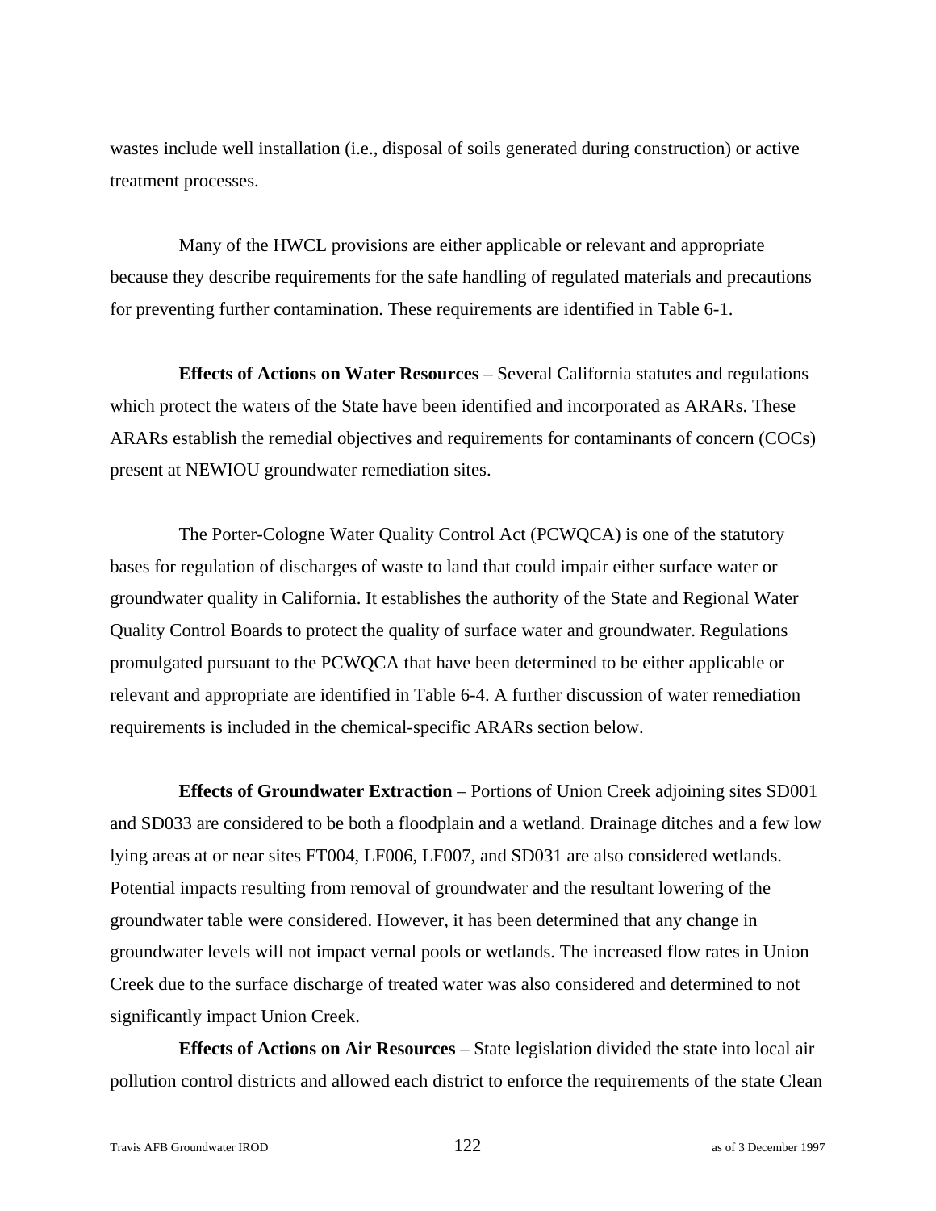wastes include well installation (i.e., disposal of soils generated during construction) or active treatment processes.

Many of the HWCL provisions are either applicable or relevant and appropriate because they describe requirements for the safe handling of regulated materials and precautions for preventing further contamination. These requirements are identified in Table 6-1.

**Effects of Actions on Water Resources** – Several California statutes and regulations which protect the waters of the State have been identified and incorporated as ARARs. These ARARs establish the remedial objectives and requirements for contaminants of concern (COCs) present at NEWIOU groundwater remediation sites.

The Porter-Cologne Water Quality Control Act (PCWQCA) is one of the statutory bases for regulation of discharges of waste to land that could impair either surface water or groundwater quality in California. It establishes the authority of the State and Regional Water Quality Control Boards to protect the quality of surface water and groundwater. Regulations promulgated pursuant to the PCWQCA that have been determined to be either applicable or relevant and appropriate are identified in Table 6-4. A further discussion of water remediation requirements is included in the chemical-specific ARARs section below.

**Effects of Groundwater Extraction** – Portions of Union Creek adjoining sites SD001 and SD033 are considered to be both a floodplain and a wetland. Drainage ditches and a few low lying areas at or near sites FT004, LF006, LF007, and SD031 are also considered wetlands. Potential impacts resulting from removal of groundwater and the resultant lowering of the groundwater table were considered. However, it has been determined that any change in groundwater levels will not impact vernal pools or wetlands. The increased flow rates in Union Creek due to the surface discharge of treated water was also considered and determined to not significantly impact Union Creek.

**Effects of Actions on Air Resources** – State legislation divided the state into local air pollution control districts and allowed each district to enforce the requirements of the state Clean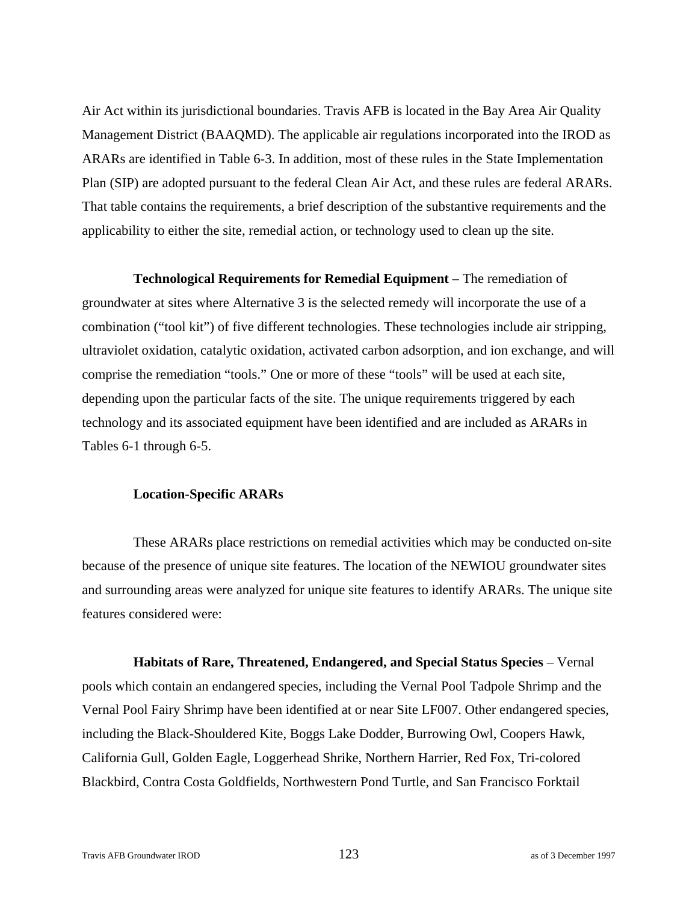Air Act within its jurisdictional boundaries. Travis AFB is located in the Bay Area Air Quality Management District (BAAQMD). The applicable air regulations incorporated into the IROD as ARARs are identified in Table 6-3. In addition, most of these rules in the State Implementation Plan (SIP) are adopted pursuant to the federal Clean Air Act, and these rules are federal ARARs. That table contains the requirements, a brief description of the substantive requirements and the applicability to either the site, remedial action, or technology used to clean up the site.

**Technological Requirements for Remedial Equipment** – The remediation of groundwater at sites where Alternative 3 is the selected remedy will incorporate the use of a combination ("tool kit") of five different technologies. These technologies include air stripping, ultraviolet oxidation, catalytic oxidation, activated carbon adsorption, and ion exchange, and will comprise the remediation "tools." One or more of these "tools" will be used at each site, depending upon the particular facts of the site. The unique requirements triggered by each technology and its associated equipment have been identified and are included as ARARs in Tables 6-1 through 6-5.

**Location-Specific ARARs**

These ARARs place restrictions on remedial activities which may be conducted on-site because of the presence of unique site features. The location of the NEWIOU groundwater sites and surrounding areas were analyzed for unique site features to identify ARARs. The unique site features considered were:

**Habitats of Rare, Threatened, Endangered, and Special Status Species** – Vernal pools which contain an endangered species, including the Vernal Pool Tadpole Shrimp and the Vernal Pool Fairy Shrimp have been identified at or near Site LF007. Other endangered species, including the Black-Shouldered Kite, Boggs Lake Dodder, Burrowing Owl, Coopers Hawk, California Gull, Golden Eagle, Loggerhead Shrike, Northern Harrier, Red Fox, Tri-colored Blackbird, Contra Costa Goldfields, Northwestern Pond Turtle, and San Francisco Forktail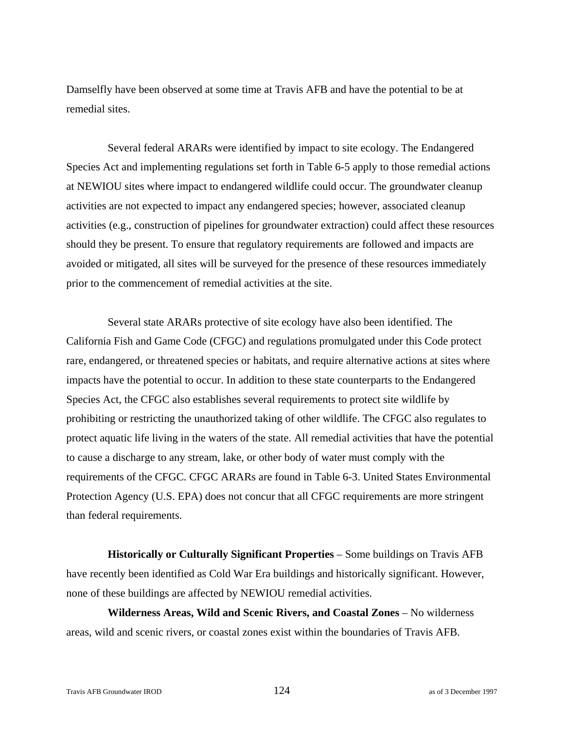Damselfly have been observed at some time at Travis AFB and have the potential to be at remedial sites.

Several federal ARARs were identified by impact to site ecology. The Endangered Species Act and implementing regulations set forth in Table 6-5 apply to those remedial actions at NEWIOU sites where impact to endangered wildlife could occur. The groundwater cleanup activities are not expected to impact any endangered species; however, associated cleanup activities (e.g., construction of pipelines for groundwater extraction) could affect these resources should they be present. To ensure that regulatory requirements are followed and impacts are avoided or mitigated, all sites will be surveyed for the presence of these resources immediately prior to the commencement of remedial activities at the site.

Several state ARARs protective of site ecology have also been identified. The California Fish and Game Code (CFGC) and regulations promulgated under this Code protect rare, endangered, or threatened species or habitats, and require alternative actions at sites where impacts have the potential to occur. In addition to these state counterparts to the Endangered Species Act, the CFGC also establishes several requirements to protect site wildlife by prohibiting or restricting the unauthorized taking of other wildlife. The CFGC also regulates to protect aquatic life living in the waters of the state. All remedial activities that have the potential to cause a discharge to any stream, lake, or other body of water must comply with the requirements of the CFGC. CFGC ARARs are found in Table 6-3. United States Environmental Protection Agency (U.S. EPA) does not concur that all CFGC requirements are more stringent than federal requirements.

**Historically or Culturally Significant Properties** – Some buildings on Travis AFB have recently been identified as Cold War Era buildings and historically significant. However, none of these buildings are affected by NEWIOU remedial activities.

**Wilderness Areas, Wild and Scenic Rivers, and Coastal Zones** – No wilderness areas, wild and scenic rivers, or coastal zones exist within the boundaries of Travis AFB.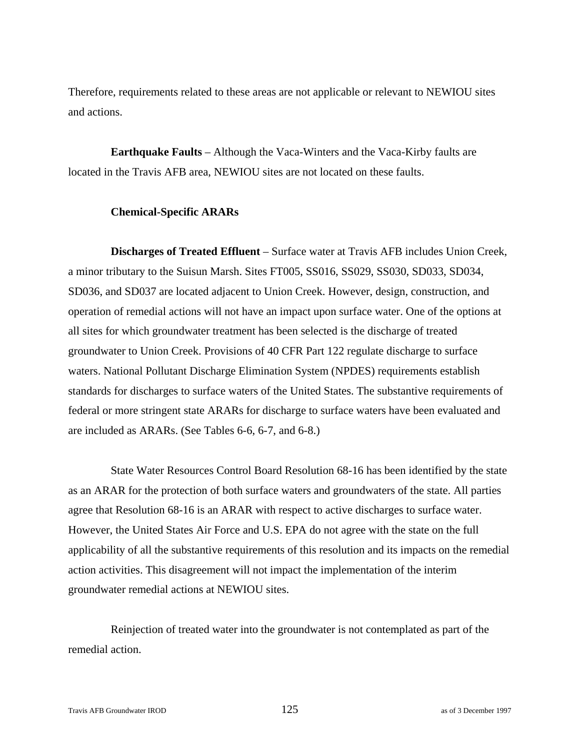Therefore, requirements related to these areas are not applicable or relevant to NEWIOU sites and actions.

**Earthquake Faults** – Although the Vaca-Winters and the Vaca-Kirby faults are located in the Travis AFB area, NEWIOU sites are not located on these faults.

**Chemical-Specific ARARs**

**Discharges of Treated Effluent** – Surface water at Travis AFB includes Union Creek, a minor tributary to the Suisun Marsh. Sites FT005, SS016, SS029, SS030, SD033, SD034, SD036, and SD037 are located adjacent to Union Creek. However, design, construction, and operation of remedial actions will not have an impact upon surface water. One of the options at all sites for which groundwater treatment has been selected is the discharge of treated groundwater to Union Creek. Provisions of 40 CFR Part 122 regulate discharge to surface waters. National Pollutant Discharge Elimination System (NPDES) requirements establish standards for discharges to surface waters of the United States. The substantive requirements of federal or more stringent state ARARs for discharge to surface waters have been evaluated and are included as ARARs. (See Tables 6-6, 6-7, and 6-8.)

State Water Resources Control Board Resolution 68-16 has been identified by the state as an ARAR for the protection of both surface waters and groundwaters of the state. All parties agree that Resolution 68-16 is an ARAR with respect to active discharges to surface water. However, the United States Air Force and U.S. EPA do not agree with the state on the full applicability of all the substantive requirements of this resolution and its impacts on the remedial action activities. This disagreement will not impact the implementation of the interim groundwater remedial actions at NEWIOU sites.

Reinjection of treated water into the groundwater is not contemplated as part of the remedial action.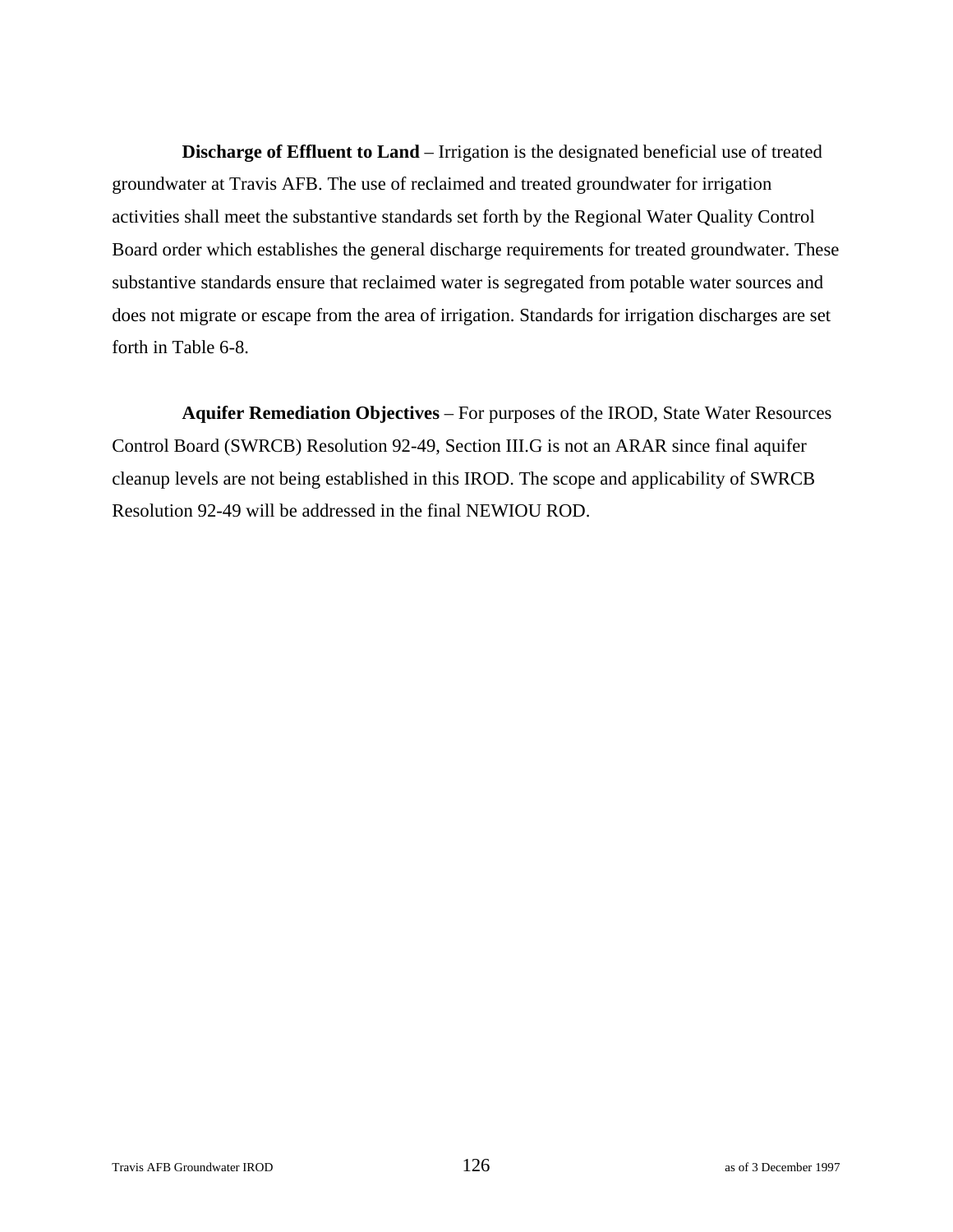**Discharge of Effluent to Land** – Irrigation is the designated beneficial use of treated groundwater at Travis AFB. The use of reclaimed and treated groundwater for irrigation activities shall meet the substantive standards set forth by the Regional Water Quality Control Board order which establishes the general discharge requirements for treated groundwater. These substantive standards ensure that reclaimed water is segregated from potable water sources and does not migrate or escape from the area of irrigation. Standards for irrigation discharges are set forth in Table 6-8.

**Aquifer Remediation Objectives** – For purposes of the IROD, State Water Resources Control Board (SWRCB) Resolution 92-49, Section III.G is not an ARAR since final aquifer cleanup levels are not being established in this IROD. The scope and applicability of SWRCB Resolution 92-49 will be addressed in the final NEWIOU ROD.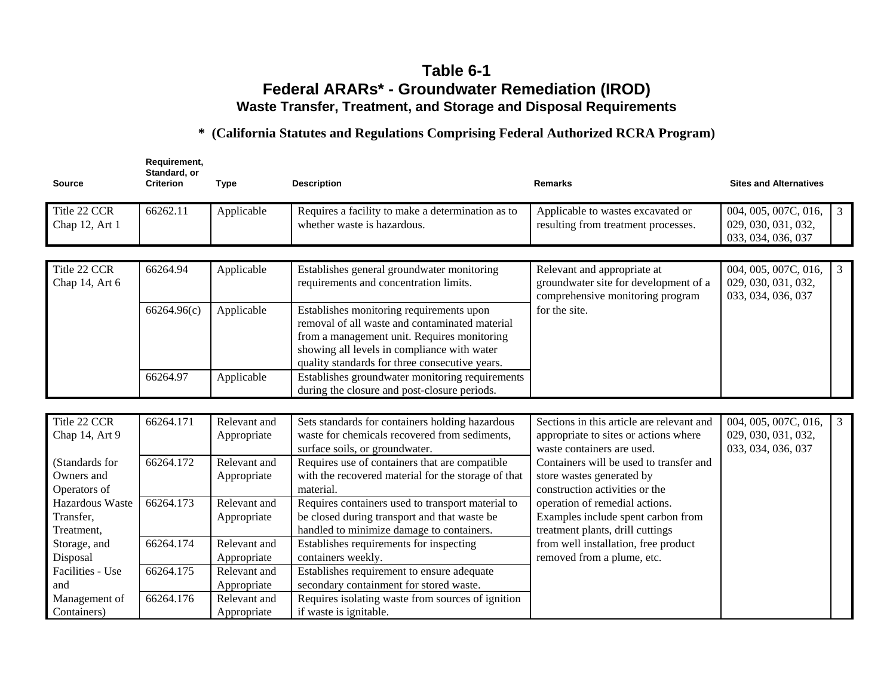# Table 6-1

## Federal ARARs* - Groundwater Remediation (IROD)

### Waste Transfer, Treatment, and Storage and Disposal Requirements

**\* (California Statutes and Regulations Comprising Federal Authorized RCRA Program)**

| Source | Requirement, Standard, or Criterion | Type | Description | Remarks | Sites and Alternatives | |
|---|---|---|---|---|---|---|
| Title 22 CCR Chap 12, Art 1 | 66262.11 | Applicable | Requires a facility to make a determination as to whether waste is hazardous. | Applicable to wastes excavated or resulting from treatment processes. | 004, 005, 007C, 016, 029, 030, 031, 032, 033, 034, 036, 037 | 3 |
| Title 22 CCR Chap 14, Art 6 | 66264.94 | Applicable | Establishes general groundwater monitoring requirements and concentration limits. | Relevant and appropriate at groundwater site for development of a comprehensive monitoring program for the site. | 004, 005, 007C, 016, 029, 030, 031, 032, 033, 034, 036, 037 | 3 |
| | 66264.96(c) | Applicable | Establishes monitoring requirements upon removal of all waste and contaminated material from a management unit. Requires monitoring showing all levels in compliance with water quality standards for three consecutive years. | | | |
| | 66264.97 | Applicable | Establishes groundwater monitoring requirements during the closure and post-closure periods. | | | |
| Title 22 CCR Chap 14, Art 9 (Standards for Owners and Operators of Hazardous Waste Transfer, Treatment, Storage, and Disposal Facilities - Use and Management of Containers) | 66264.171 | Relevant and Appropriate | Sets standards for containers holding hazardous waste for chemicals recovered from sediments, surface soils, or groundwater. | Sections in this article are relevant and appropriate to sites or actions where waste containers are used. Containers will be used to transfer and store wastes generated by construction activities or the operation of remedial actions. Examples include spent carbon from treatment plants, drill cuttings from well installation, free product removed from a plume, etc. | 004, 005, 007C, 016, 029, 030, 031, 032, 033, 034, 036, 037 | 3 |
| | 66264.172 | Relevant and Appropriate | Requires use of containers that are compatible with the recovered material for the storage of that material. | | | |
| | 66264.173 | Relevant and Appropriate | Requires containers used to transport material to be closed during transport and that waste be handled to minimize damage to containers. | | | |
| | 66264.174 | Relevant and Appropriate | Establishes requirements for inspecting containers weekly. | | | |
| | 66264.175 | Relevant and Appropriate | Establishes requirement to ensure adequate secondary containment for stored waste. | | | |
| | 66264.176 | Relevant and Appropriate | Requires isolating waste from sources of ignition if waste is ignitable. | | | |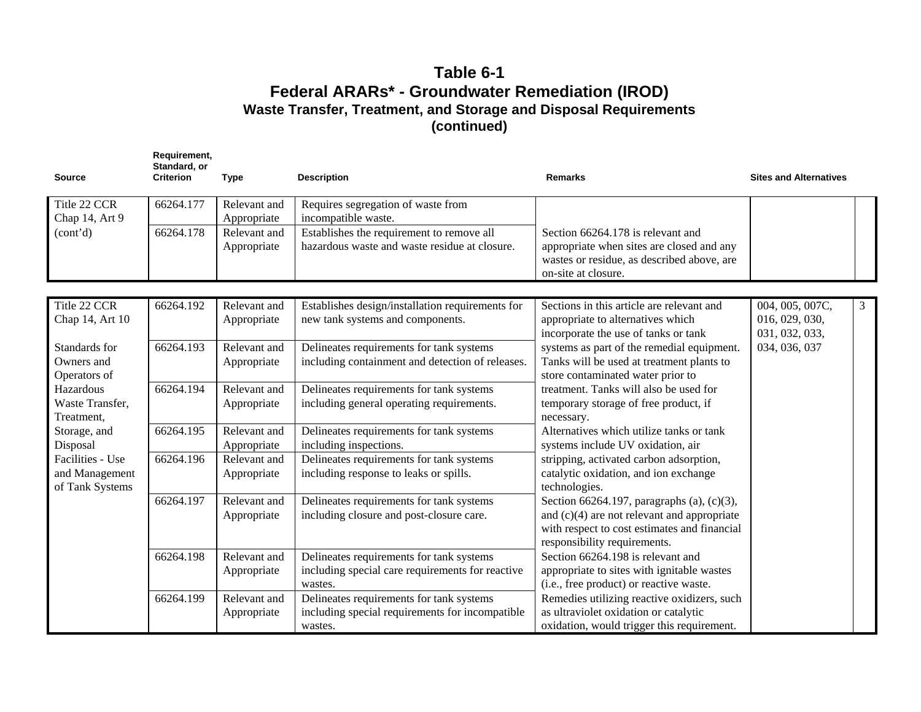# Table 6-1
## Federal ARARs* - Groundwater Remediation (IROD)
### Waste Transfer, Treatment, and Storage and Disposal Requirements
### (continued)

| Source | Requirement, Standard, or Criterion | Type | Description | Remarks | Sites and Alternatives | |
|---|---|---|---|---|---|---|
| Title 22 CCR Chap 14, Art 9 (cont'd) | 66264.177 | Relevant and Appropriate | Requires segregation of waste from incompatible waste. | | | |
| | 66264.178 | Relevant and Appropriate | Establishes the requirement to remove all hazardous waste and waste residue at closure. | Section 66264.178 is relevant and appropriate when sites are closed and any wastes or residue, as described above, are on-site at closure. | | |
| Title 22 CCR Chap 14, Art 10 Standards for Owners and Operators of Hazardous Waste Transfer, Treatment, Storage, and Disposal Facilities - Use and Management of Tank Systems | 66264.192 | Relevant and Appropriate | Establishes design/installation requirements for new tank systems and components. | Sections in this article are relevant and appropriate to alternatives which incorporate the use of tanks or tank systems as part of the remedial equipment. Tanks will be used at treatment plants to store contaminated water prior to treatment. Tanks will also be used for temporary storage of free product, if necessary. Alternatives which utilize tanks or tank systems include UV oxidation, air stripping, activated carbon adsorption, catalytic oxidation, and ion exchange technologies. | 004, 005, 007C, 016, 029, 030, 031, 032, 033, 034, 036, 037 | 3 |
| | 66264.193 | Relevant and Appropriate | Delineates requirements for tank systems including containment and detection of releases. | | | |
| | 66264.194 | Relevant and Appropriate | Delineates requirements for tank systems including general operating requirements. | | | |
| | 66264.195 | Relevant and Appropriate | Delineates requirements for tank systems including inspections. | | | |
| | 66264.196 | Relevant and Appropriate | Delineates requirements for tank systems including response to leaks or spills. | | | |
| | 66264.197 | Relevant and Appropriate | Delineates requirements for tank systems including closure and post-closure care. | Section 66264.197, paragraphs (a), (c)(3), and (c)(4) are not relevant and appropriate with respect to cost estimates and financial responsibility requirements. | | |
| | 66264.198 | Relevant and Appropriate | Delineates requirements for tank systems including special care requirements for reactive wastes. | Section 66264.198 is relevant and appropriate to sites with ignitable wastes (i.e., free product) or reactive waste. | | |
| | 66264.199 | Relevant and Appropriate | Delineates requirements for tank systems including special requirements for incompatible wastes. | Remedies utilizing reactive oxidizers, such as ultraviolet oxidation or catalytic oxidation, would trigger this requirement. | | |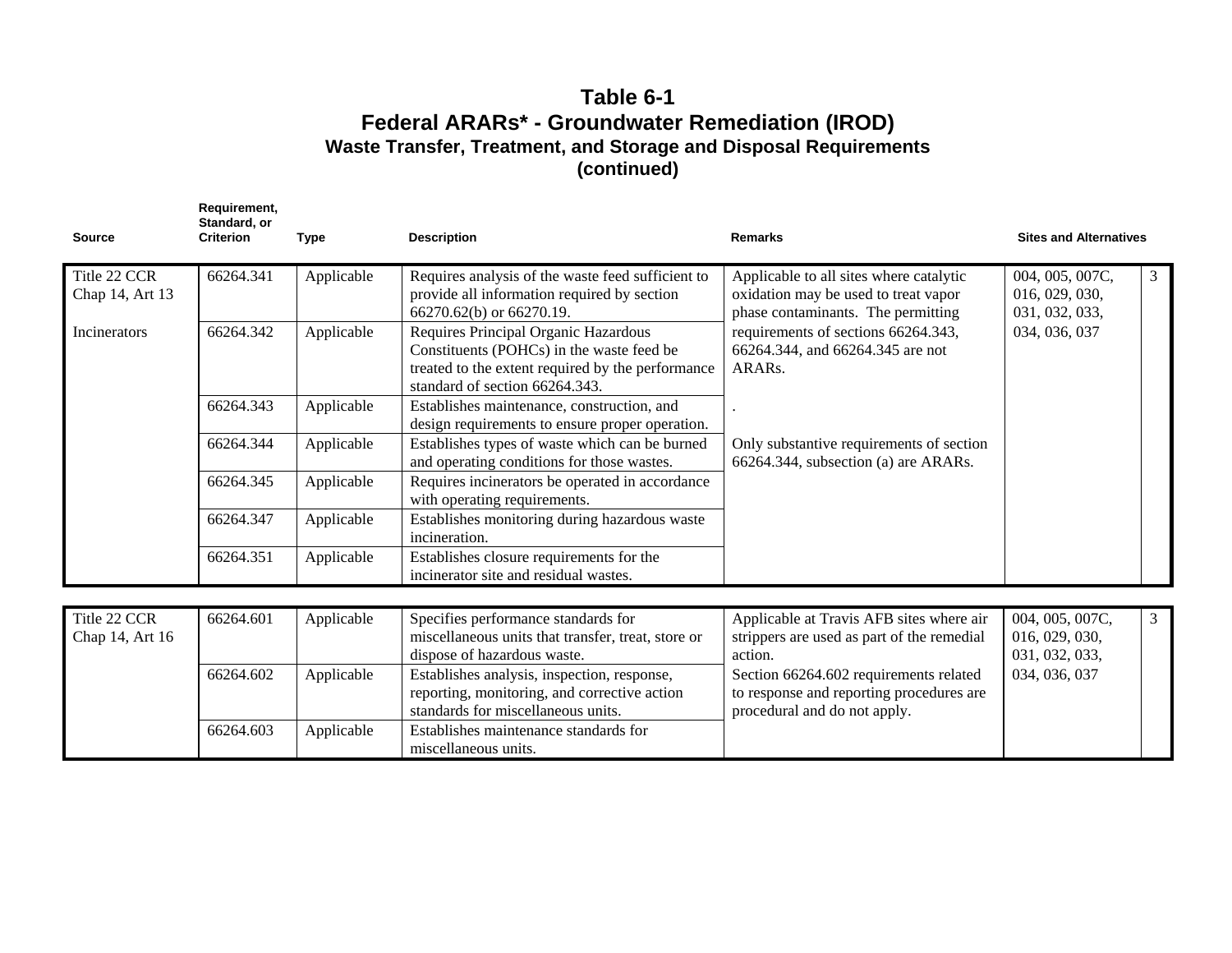# Table 6-1
# Federal ARARs* - Groundwater Remediation (IROD)
## Waste Transfer, Treatment, and Storage and Disposal Requirements
## (continued)

| Source | Requirement, Standard, or Criterion | Type | Description | Remarks | Sites and Alternatives | |
|---|---|---|---|---|---|---|
| Title 22 CCR Chap 14, Art 13 | 66264.341 | Applicable | Requires analysis of the waste feed sufficient to provide all information required by section 66270.62(b) or 66270.19. | Applicable to all sites where catalytic oxidation may be used to treat vapor phase contaminants. The permitting requirements of sections 66264.343, 66264.344, and 66264.345 are not ARARs. | 004, 005, 007C, 016, 029, 030, 031, 032, 033, 034, 036, 037 | 3 |
| Incinerators | 66264.342 | Applicable | Requires Principal Organic Hazardous Constituents (POHCs) in the waste feed be treated to the extent required by the performance standard of section 66264.343. | | | |
| | 66264.343 | Applicable | Establishes maintenance, construction, and design requirements to ensure proper operation. | . | | |
| | 66264.344 | Applicable | Establishes types of waste which can be burned and operating conditions for those wastes. | Only substantive requirements of section 66264.344, subsection (a) are ARARs. | | |
| | 66264.345 | Applicable | Requires incinerators be operated in accordance with operating requirements. | | | |
| | 66264.347 | Applicable | Establishes monitoring during hazardous waste incineration. | | | |
| | 66264.351 | Applicable | Establishes closure requirements for the incinerator site and residual wastes. | | | |
| Title 22 CCR Chap 14, Art 16 | 66264.601 | Applicable | Specifies performance standards for miscellaneous units that transfer, treat, store or dispose of hazardous waste. | Applicable at Travis AFB sites where air strippers are used as part of the remedial action. Section 66264.602 requirements related to response and reporting procedures are procedural and do not apply. | 004, 005, 007C, 016, 029, 030, 031, 032, 033, 034, 036, 037 | 3 |
| | 66264.602 | Applicable | Establishes analysis, inspection, response, reporting, monitoring, and corrective action standards for miscellaneous units. | | | |
| | 66264.603 | Applicable | Establishes maintenance standards for miscellaneous units. | | | |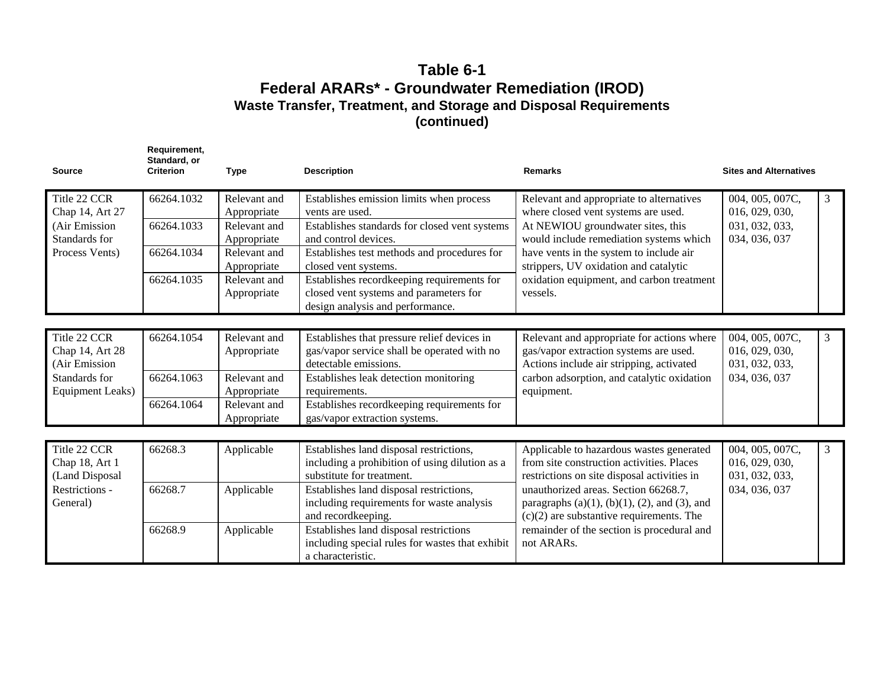# Table 6-1
## Federal ARARs* - Groundwater Remediation (IROD)
### Waste Transfer, Treatment, and Storage and Disposal Requirements
### (continued)

| Source | Requirement, Standard, or Criterion | Type | Description | Remarks | Sites and Alternatives | |
|---|---|---|---|---|---|---|
| Title 22 CCR Chap 14, Art 27 (Air Emission Standards for Process Vents) | 66264.1032 | Relevant and Appropriate | Establishes emission limits when process vents are used. | Relevant and appropriate to alternatives where closed vent systems are used. At NEWIOU groundwater sites, this would include remediation systems which have vents in the system to include air strippers, UV oxidation and catalytic oxidation equipment, and carbon treatment vessels. | 004, 005, 007C, 016, 029, 030, 031, 032, 033, 034, 036, 037 | 3 |
| | 66264.1033 | Relevant and Appropriate | Establishes standards for closed vent systems and control devices. | | | |
| | 66264.1034 | Relevant and Appropriate | Establishes test methods and procedures for closed vent systems. | | | |
| | 66264.1035 | Relevant and Appropriate | Establishes recordkeeping requirements for closed vent systems and parameters for design analysis and performance. | | | |
| Title 22 CCR Chap 14, Art 28 (Air Emission Standards for Equipment Leaks) | 66264.1054 | Relevant and Appropriate | Establishes that pressure relief devices in gas/vapor service shall be operated with no detectable emissions. | Relevant and appropriate for actions where gas/vapor extraction systems are used. Actions include air stripping, activated carbon adsorption, and catalytic oxidation equipment. | 004, 005, 007C, 016, 029, 030, 031, 032, 033, 034, 036, 037 | 3 |
| | 66264.1063 | Relevant and Appropriate | Establishes leak detection monitoring requirements. | | | |
| | 66264.1064 | Relevant and Appropriate | Establishes recordkeeping requirements for gas/vapor extraction systems. | | | |
| Title 22 CCR Chap 18, Art 1 (Land Disposal Restrictions - General) | 66268.3 | Applicable | Establishes land disposal restrictions, including a prohibition of using dilution as a substitute for treatment. | Applicable to hazardous wastes generated from site construction activities. Places restrictions on site disposal activities in unauthorized areas. Section 66268.7, paragraphs (a)(1), (b)(1), (2), and (3), and (c)(2) are substantive requirements. The remainder of the section is procedural and not ARARs. | 004, 005, 007C, 016, 029, 030, 031, 032, 033, 034, 036, 037 | 3 |
| | 66268.7 | Applicable | Establishes land disposal restrictions, including requirements for waste analysis and recordkeeping. | | | |
| | 66268.9 | Applicable | Establishes land disposal restrictions including special rules for wastes that exhibit a characteristic. | | | |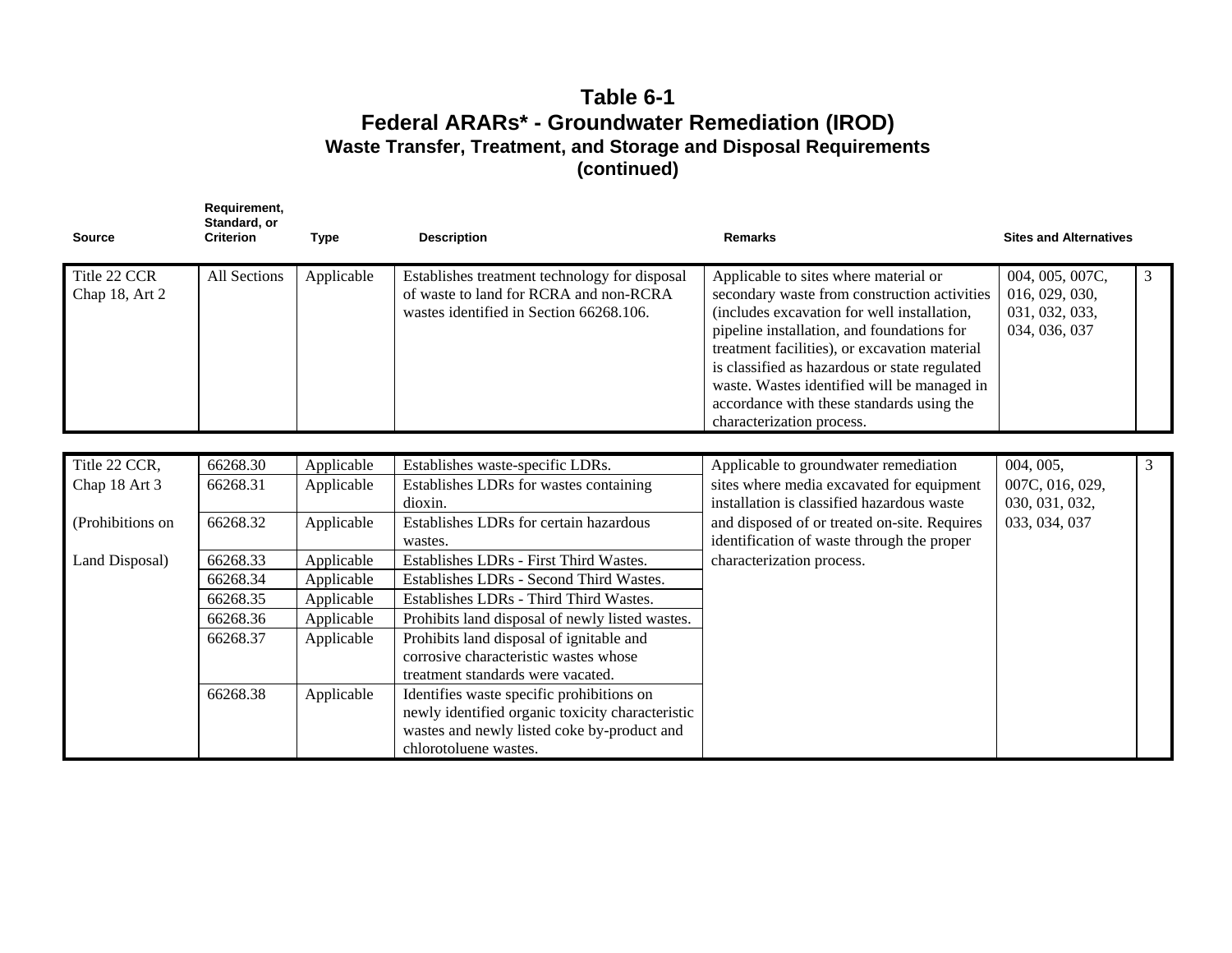# Table 6-1
## Federal ARARs* - Groundwater Remediation (IROD)
### Waste Transfer, Treatment, and Storage and Disposal Requirements
### (continued)

| Source | Requirement, Standard, or Criterion | Type | Description | Remarks | Sites and Alternatives | |
|---|---|---|---|---|---|---|
| Title 22 CCR Chap 18, Art 2 | All Sections | Applicable | Establishes treatment technology for disposal of waste to land for RCRA and non-RCRA wastes identified in Section 66268.106. | Applicable to sites where material or secondary waste from construction activities (includes excavation for well installation, pipeline installation, and foundations for treatment facilities), or excavation material is classified as hazardous or state regulated waste. Wastes identified will be managed in accordance with these standards using the characterization process. | 004, 005, 007C, 016, 029, 030, 031, 032, 033, 034, 036, 037 | 3 |
| Title 22 CCR, Chap 18 Art 3 (Prohibitions on Land Disposal) | 66268.30 | Applicable | Establishes waste-specific LDRs. | Applicable to groundwater remediation sites where media excavated for equipment installation is classified hazardous waste and disposed of or treated on-site. Requires identification of waste through the proper characterization process. | 004, 005, 007C, 016, 029, 030, 031, 032, 033, 034, 037 | 3 |
| | 66268.31 | Applicable | Establishes LDRs for wastes containing dioxin. | | | |
| | 66268.32 | Applicable | Establishes LDRs for certain hazardous wastes. | | | |
| | 66268.33 | Applicable | Establishes LDRs - First Third Wastes. | | | |
| | 66268.34 | Applicable | Establishes LDRs - Second Third Wastes. | | | |
| | 66268.35 | Applicable | Establishes LDRs - Third Third Wastes. | | | |
| | 66268.36 | Applicable | Prohibits land disposal of newly listed wastes. | | | |
| | 66268.37 | Applicable | Prohibits land disposal of ignitable and corrosive characteristic wastes whose treatment standards were vacated. | | | |
| | 66268.38 | Applicable | Identifies waste specific prohibitions on newly identified organic toxicity characteristic wastes and newly listed coke by-product and chlorotoluene wastes. | | | |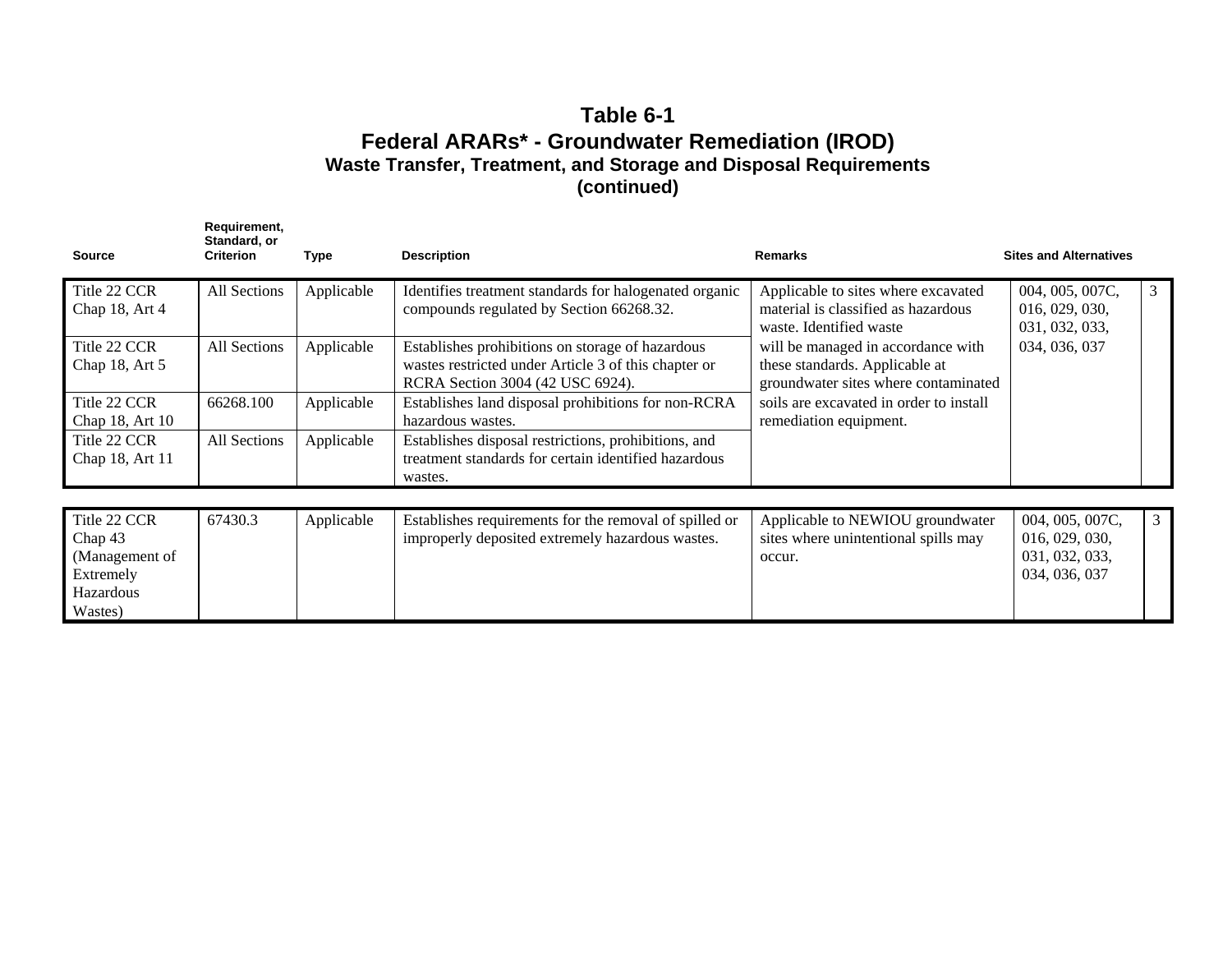# Table 6-1
## Federal ARARs* - Groundwater Remediation (IROD)
### Waste Transfer, Treatment, and Storage and Disposal Requirements
### (continued)

| Source | Requirement, Standard, or Criterion | Type | Description | Remarks | Sites and Alternatives | |
|---|---|---|---|---|---|---|
| Title 22 CCR Chap 18, Art 4 | All Sections | Applicable | Identifies treatment standards for halogenated organic compounds regulated by Section 66268.32. | Applicable to sites where excavated material is classified as hazardous waste. Identified waste will be managed in accordance with these standards. Applicable at groundwater sites where contaminated soils are excavated in order to install remediation equipment. | 004, 005, 007C, 016, 029, 030, 031, 032, 033, 034, 036, 037 | 3 |
| Title 22 CCR Chap 18, Art 5 | All Sections | Applicable | Establishes prohibitions on storage of hazardous wastes restricted under Article 3 of this chapter or RCRA Section 3004 (42 USC 6924). | | | |
| Title 22 CCR Chap 18, Art 10 | 66268.100 | Applicable | Establishes land disposal prohibitions for non-RCRA hazardous wastes. | | | |
| Title 22 CCR Chap 18, Art 11 | All Sections | Applicable | Establishes disposal restrictions, prohibitions, and treatment standards for certain identified hazardous wastes. | | | |
| Title 22 CCR Chap 43 (Management of Extremely Hazardous Wastes) | 67430.3 | Applicable | Establishes requirements for the removal of spilled or improperly deposited extremely hazardous wastes. | Applicable to NEWIOU groundwater sites where unintentional spills may occur. | 004, 005, 007C, 016, 029, 030, 031, 032, 033, 034, 036, 037 | 3 |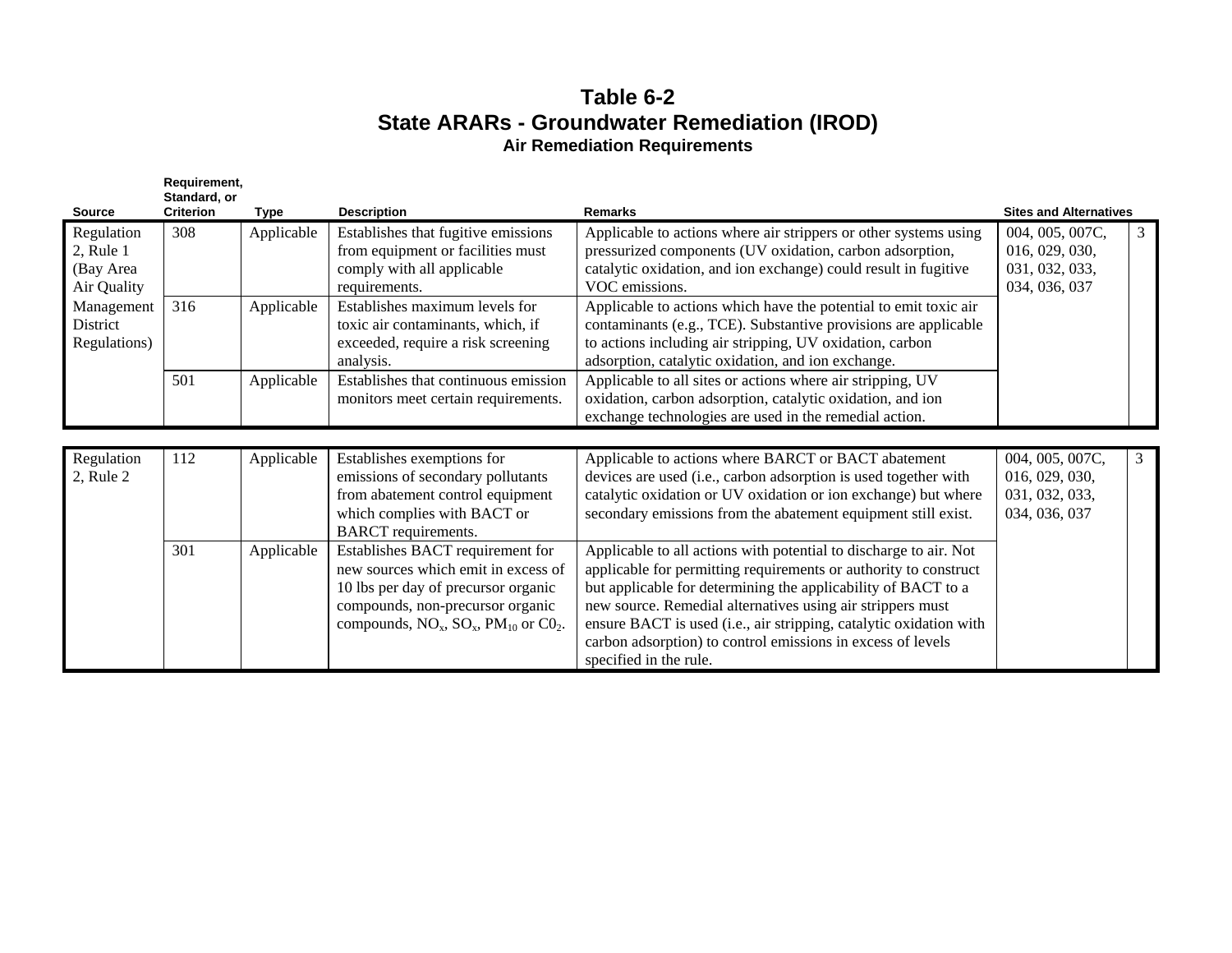# Table 6-2
## State ARARs - Groundwater Remediation (IROD)
### Air Remediation Requirements

| Source | Requirement, Standard, or Criterion | Type | Description | Remarks | Sites and Alternatives | |
|---|---|---|---|---|---|---|
| Regulation 2, Rule 1 (Bay Area Air Quality Management District Regulations) | 308 | Applicable | Establishes that fugitive emissions from equipment or facilities must comply with all applicable requirements. | Applicable to actions where air strippers or other systems using pressurized components (UV oxidation, carbon adsorption, catalytic oxidation, and ion exchange) could result in fugitive VOC emissions. | 004, 005, 007C, 016, 029, 030, 031, 032, 033, 034, 036, 037 | 3 |
| | 316 | Applicable | Establishes maximum levels for toxic air contaminants, which, if exceeded, require a risk screening analysis. | Applicable to actions which have the potential to emit toxic air contaminants (e.g., TCE). Substantive provisions are applicable to actions including air stripping, UV oxidation, carbon adsorption, catalytic oxidation, and ion exchange. | | |
| | 501 | Applicable | Establishes that continuous emission monitors meet certain requirements. | Applicable to all sites or actions where air stripping, UV oxidation, carbon adsorption, catalytic oxidation, and ion exchange technologies are used in the remedial action. | | |
| Regulation 2, Rule 2 | 112 | Applicable | Establishes exemptions for emissions of secondary pollutants from abatement control equipment which complies with BACT or BARCT requirements. | Applicable to actions where BARCT or BACT abatement devices are used (i.e., carbon adsorption is used together with catalytic oxidation or UV oxidation or ion exchange) but where secondary emissions from the abatement equipment still exist. | 004, 005, 007C, 016, 029, 030, 031, 032, 033, 034, 036, 037 | 3 |
| | 301 | Applicable | Establishes BACT requirement for new sources which emit in excess of 10 lbs per day of precursor organic compounds, non-precursor organic compounds, $NO_x$, $SO_x$, $PM_{10}$ or $C0_2$. | Applicable to all actions with potential to discharge to air. Not applicable for permitting requirements or authority to construct but applicable for determining the applicability of BACT to a new source. Remedial alternatives using air strippers must ensure BACT is used (i.e., air stripping, catalytic oxidation with carbon adsorption) to control emissions in excess of levels specified in the rule. | | |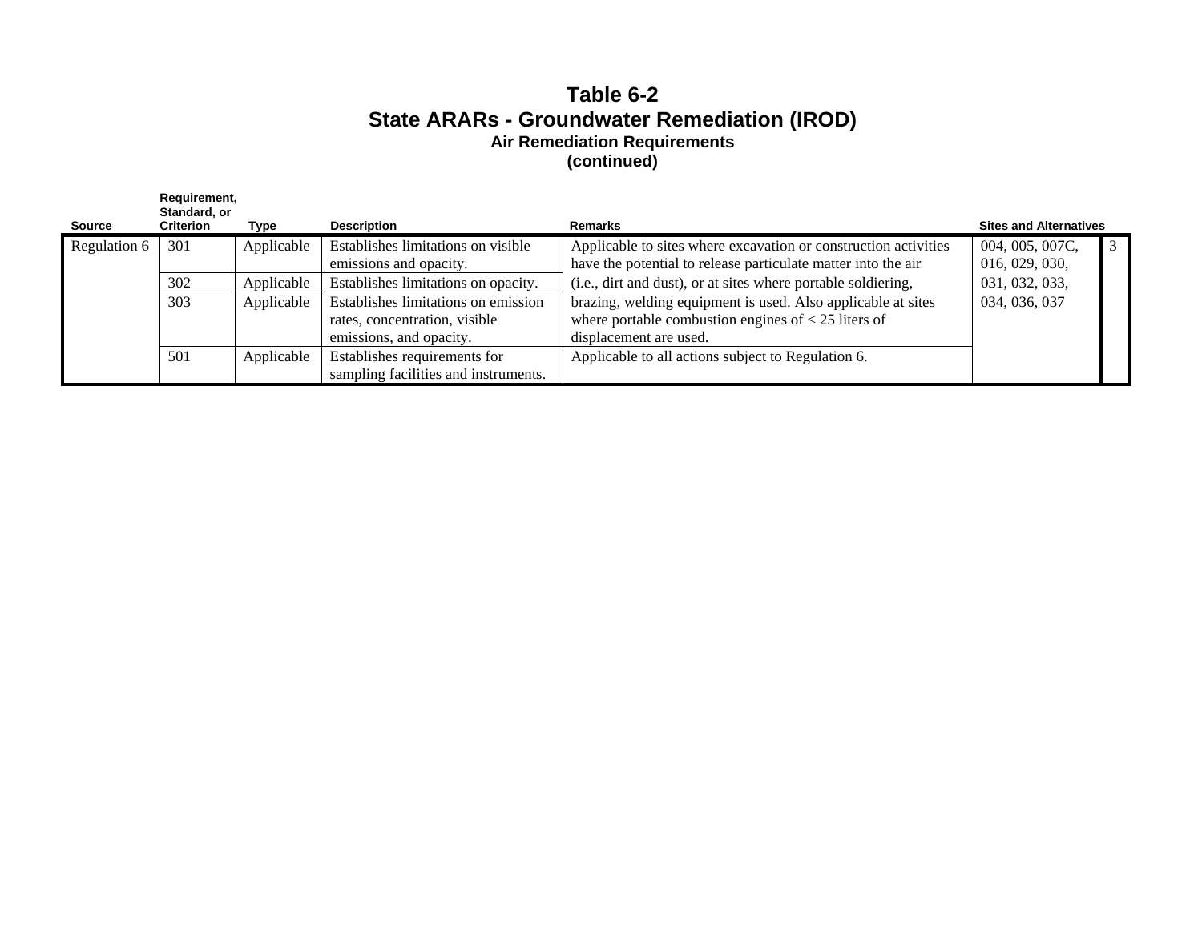# Table 6-2
## State ARARs - Groundwater Remediation (IROD)
### Air Remediation Requirements
### (continued)

| Source | Requirement, Standard, or Criterion | Type | Description | Remarks | Sites and Alternatives | |
|---|---|---|---|---|---|---|
| Regulation 6 | 301 | Applicable | Establishes limitations on visible emissions and opacity. | Applicable to sites where excavation or construction activities have the potential to release particulate matter into the air (i.e., dirt and dust), or at sites where portable soldiering, brazing, welding equipment is used. Also applicable at sites where portable combustion engines of < 25 liters of displacement are used. | 004, 005, 007C, 016, 029, 030, 031, 032, 033, 034, 036, 037 | 3 |
| | 302 | Applicable | Establishes limitations on opacity. | | | |
| | 303 | Applicable | Establishes limitations on emission rates, concentration, visible emissions, and opacity. | | | |
| | 501 | Applicable | Establishes requirements for sampling facilities and instruments. | Applicable to all actions subject to Regulation 6. | | |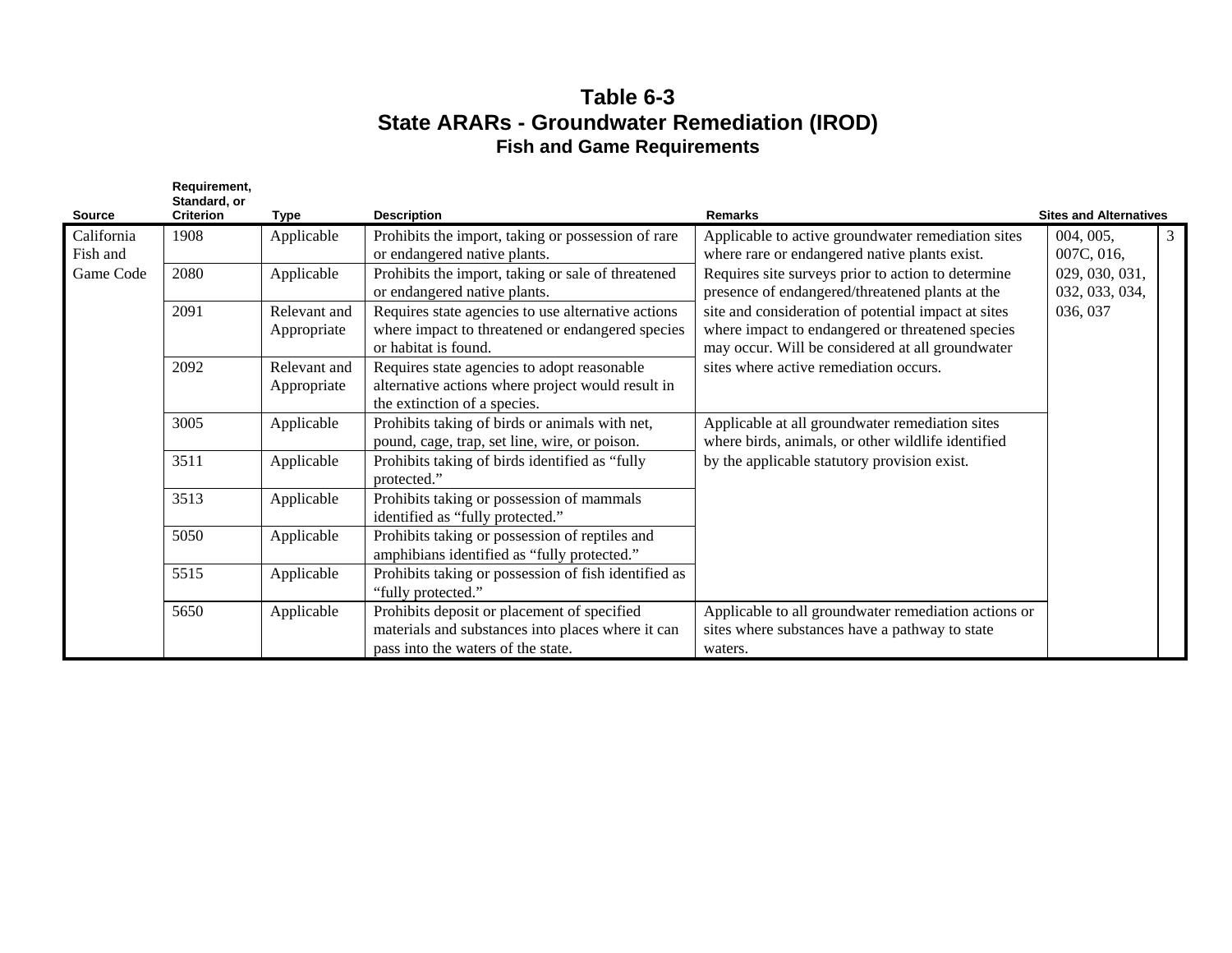# Table 6-3
## State ARARs - Groundwater Remediation (IROD)
### Fish and Game Requirements

| Source | Requirement, Standard, or Criterion | Type | Description | Remarks | Sites and Alternatives | |
|---|---|---|---|---|---|---|
| California Fish and Game Code | 1908 | Applicable | Prohibits the import, taking or possession of rare or endangered native plants. | Applicable to active groundwater remediation sites where rare or endangered native plants exist. Requires site surveys prior to action to determine presence of endangered/threatened plants at the site and consideration of potential impact at sites where impact to endangered or threatened species may occur. Will be considered at all groundwater sites where active remediation occurs. | 004, 005, 007C, 016, 029, 030, 031, 032, 033, 034, 036, 037 | 3 |
| | 2080 | Applicable | Prohibits the import, taking or sale of threatened or endangered native plants. | | | |
| | 2091 | Relevant and Appropriate | Requires state agencies to use alternative actions where impact to threatened or endangered species or habitat is found. | | | |
| | 2092 | Relevant and Appropriate | Requires state agencies to adopt reasonable alternative actions where project would result in the extinction of a species. | | | |
| | 3005 | Applicable | Prohibits taking of birds or animals with net, pound, cage, trap, set line, wire, or poison. | Applicable at all groundwater remediation sites where birds, animals, or other wildlife identified by the applicable statutory provision exist. | | |
| | 3511 | Applicable | Prohibits taking of birds identified as "fully protected." | | | |
| | 3513 | Applicable | Prohibits taking or possession of mammals identified as "fully protected." | | | |
| | 5050 | Applicable | Prohibits taking or possession of reptiles and amphibians identified as "fully protected." | | | |
| | 5515 | Applicable | Prohibits taking or possession of fish identified as "fully protected." | | | |
| | 5650 | Applicable | Prohibits deposit or placement of specified materials and substances into places where it can pass into the waters of the state. | Applicable to all groundwater remediation actions or sites where substances have a pathway to state waters. | | |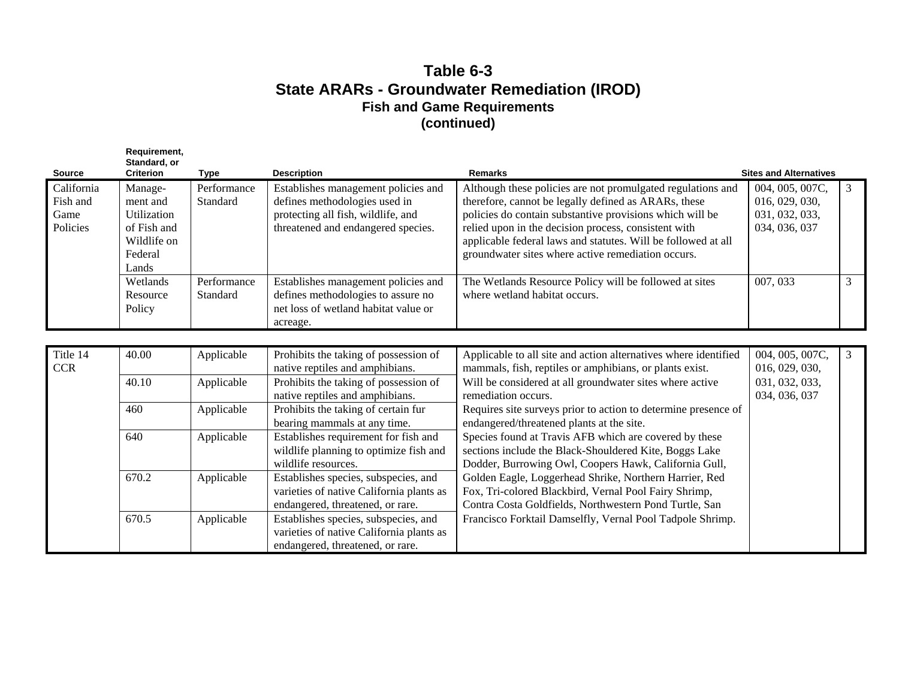# Table 6-3
## State ARARs - Groundwater Remediation (IROD)
### Fish and Game Requirements
### (continued)

| Source | Requirement, Standard, or Criterion | Type | Description | Remarks | Sites and Alternatives | |
|---|---|---|---|---|---|---|
| California Fish and Game Policies | Manage-ment and Utilization of Fish and Wildlife on Federal Lands | Performance Standard | Establishes management policies and defines methodologies used in protecting all fish, wildlife, and threatened and endangered species. | Although these policies are not promulgated regulations and therefore, cannot be legally defined as ARARs, these policies do contain substantive provisions which will be relied upon in the decision process, consistent with applicable federal laws and statutes. Will be followed at all groundwater sites where active remediation occurs. | 004, 005, 007C, 016, 029, 030, 031, 032, 033, 034, 036, 037 | 3 |
| | Wetlands Resource Policy | Performance Standard | Establishes management policies and defines methodologies to assure no net loss of wetland habitat value or acreage. | The Wetlands Resource Policy will be followed at sites where wetland habitat occurs. | 007, 033 | 3 |

| Source | Requirement, Standard, or Criterion | Type | Description | Remarks | Sites and Alternatives | |
|---|---|---|---|---|---|---|
| Title 14 CCR | 40.00 | Applicable | Prohibits the taking of possession of native reptiles and amphibians. | Applicable to all site and action alternatives where identified mammals, fish, reptiles or amphibians, or plants exist. Will be considered at all groundwater sites where active remediation occurs. Requires site surveys prior to action to determine presence of endangered/threatened plants at the site. Species found at Travis AFB which are covered by these sections include the Black-Shouldered Kite, Boggs Lake Dodder, Burrowing Owl, Coopers Hawk, California Gull, Golden Eagle, Loggerhead Shrike, Northern Harrier, Red Fox, Tri-colored Blackbird, Vernal Pool Fairy Shrimp, Contra Costa Goldfields, Northwestern Pond Turtle, San Francisco Forktail Damselfly, Vernal Pool Tadpole Shrimp. | 004, 005, 007C, 016, 029, 030, 031, 032, 033, 034, 036, 037 | 3 |
| | 40.10 | Applicable | Prohibits the taking of possession of native reptiles and amphibians. | | | |
| | 460 | Applicable | Prohibits the taking of certain fur bearing mammals at any time. | | | |
| | 640 | Applicable | Establishes requirement for fish and wildlife planning to optimize fish and wildlife resources. | | | |
| | 670.2 | Applicable | Establishes species, subspecies, and varieties of native California plants as endangered, threatened, or rare. | | | |
| | 670.5 | Applicable | Establishes species, subspecies, and varieties of native California plants as endangered, threatened, or rare. | | | |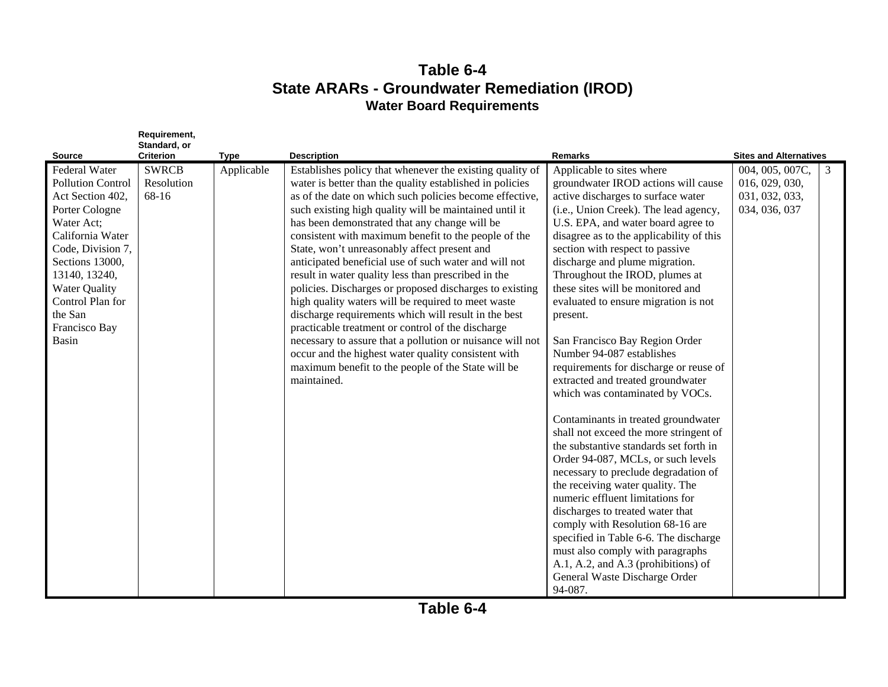# Table 6-4
## State ARARs - Groundwater Remediation (IROD)
### Water Board Requirements

| Source | Requirement, Standard, or Criterion | Type | Description | Remarks | Sites and Alternatives | |
|---|---|---|---|---|---|---|
| Federal Water Pollution Control Act Section 402, Porter Cologne Water Act; California Water Code, Division 7, Sections 13000, 13140, 13240, Water Quality Control Plan for the San Francisco Bay Basin | SWRCB Resolution 68-16 | Applicable | Establishes policy that whenever the existing quality of water is better than the quality established in policies as of the date on which such policies become effective, such existing high quality will be maintained until it has been demonstrated that any change will be consistent with maximum benefit to the people of the State, won't unreasonably affect present and anticipated beneficial use of such water and will not result in water quality less than prescribed in the policies. Discharges or proposed discharges to existing high quality waters will be required to meet waste discharge requirements which will result in the best practicable treatment or control of the discharge necessary to assure that a pollution or nuisance will not occur and the highest water quality consistent with maximum benefit to the people of the State will be maintained. | Applicable to sites where groundwater IROD actions will cause active discharges to surface water (i.e., Union Creek). The lead agency, U.S. EPA, and water board agree to disagree as to the applicability of this section with respect to passive discharge and plume migration. Throughout the IROD, plumes at these sites will be monitored and evaluated to ensure migration is not present.<br><br>San Francisco Bay Region Order Number 94-087 establishes requirements for discharge or reuse of extracted and treated groundwater which was contaminated by VOCs.<br><br>Contaminants in treated groundwater shall not exceed the more stringent of the substantive standards set forth in Order 94-087, MCLs, or such levels necessary to preclude degradation of the receiving water quality. The numeric effluent limitations for discharges to treated water that comply with Resolution 68-16 are specified in Table 6-6. The discharge must also comply with paragraphs A.1, A.2, and A.3 (prohibitions) of General Waste Discharge Order 94-087. | 004, 005, 007C, 016, 029, 030, 031, 032, 033, 034, 036, 037 | 3 |

**Table 6-4**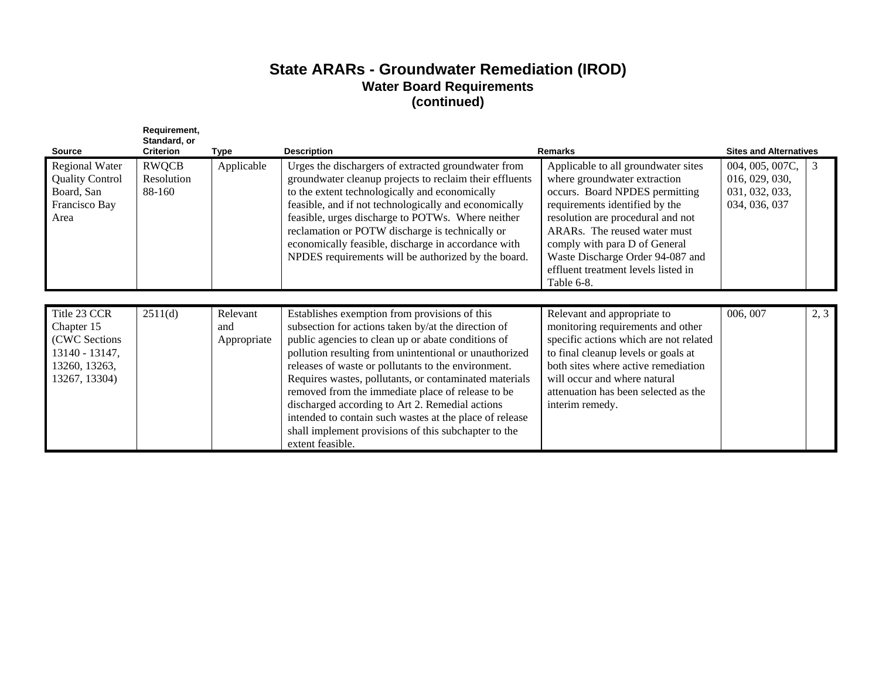# State ARARs - Groundwater Remediation (IROD)

## Water Board Requirements

### (continued)

| Source | Requirement, Standard, or Criterion | Type | Description | Remarks | Sites and Alternatives | |
|---|---|---|---|---|---|---|
| Regional Water Quality Control Board, San Francisco Bay Area | RWQCB Resolution 88-160 | Applicable | Urges the dischargers of extracted groundwater from groundwater cleanup projects to reclaim their effluents to the extent technologically and economically feasible, and if not technologically and economically feasible, urges discharge to POTWs. Where neither reclamation or POTW discharge is technically or economically feasible, discharge in accordance with NPDES requirements will be authorized by the board. | Applicable to all groundwater sites where groundwater extraction occurs. Board NPDES permitting requirements identified by the resolution are procedural and not ARARs. The reused water must comply with para D of General Waste Discharge Order 94-087 and effluent treatment levels listed in Table 6-8. | 004, 005, 007C, 016, 029, 030, 031, 032, 033, 034, 036, 037 | 3 |
| Title 23 CCR Chapter 15 (CWC Sections 13140 - 13147, 13260, 13263, 13267, 13304) | 2511(d) | Relevant and Appropriate | Establishes exemption from provisions of this subsection for actions taken by/at the direction of public agencies to clean up or abate conditions of pollution resulting from unintentional or unauthorized releases of waste or pollutants to the environment. Requires wastes, pollutants, or contaminated materials removed from the immediate place of release to be discharged according to Art 2. Remedial actions intended to contain such wastes at the place of release shall implement provisions of this subchapter to the extent feasible. | Relevant and appropriate to monitoring requirements and other specific actions which are not related to final cleanup levels or goals at both sites where active remediation will occur and where natural attenuation has been selected as the interim remedy. | 006, 007 | 2, 3 |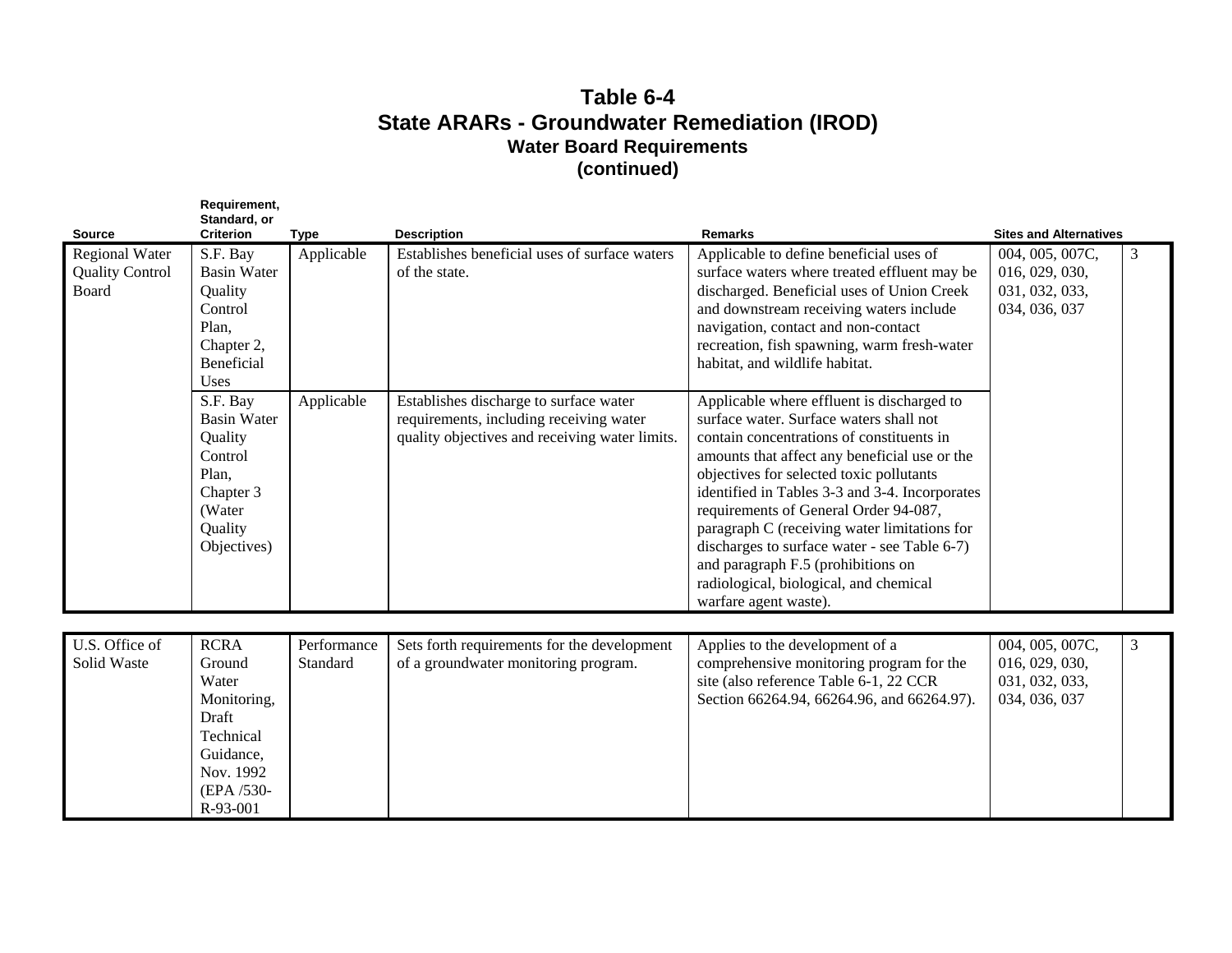# Table 6-4
## State ARARs - Groundwater Remediation (IROD)
### Water Board Requirements
### (continued)

| Source | Requirement, Standard, or Criterion | Type | Description | Remarks | Sites and Alternatives | |
|---|---|---|---|---|---|---|
| Regional Water Quality Control Board | S.F. Bay Basin Water Quality Control Plan, Chapter 2, Beneficial Uses | Applicable | Establishes beneficial uses of surface waters of the state. | Applicable to define beneficial uses of surface waters where treated effluent may be discharged. Beneficial uses of Union Creek and downstream receiving waters include navigation, contact and non-contact recreation, fish spawning, warm fresh-water habitat, and wildlife habitat. | 004, 005, 007C, 016, 029, 030, 031, 032, 033, 034, 036, 037 | 3 |
| | S.F. Bay Basin Water Quality Control Plan, Chapter 3 (Water Quality Objectives) | Applicable | Establishes discharge to surface water requirements, including receiving water quality objectives and receiving water limits. | Applicable where effluent is discharged to surface water. Surface waters shall not contain concentrations of constituents in amounts that affect any beneficial use or the objectives for selected toxic pollutants identified in Tables 3-3 and 3-4. Incorporates requirements of General Order 94-087, paragraph C (receiving water limitations for discharges to surface water - see Table 6-7) and paragraph F.5 (prohibitions on radiological, biological, and chemical warfare agent waste). | | |
| U.S. Office of Solid Waste | RCRA Ground Water Monitoring, Draft Technical Guidance, Nov. 1992 (EPA /530-R-93-001 | Performance Standard | Sets forth requirements for the development of a groundwater monitoring program. | Applies to the development of a comprehensive monitoring program for the site (also reference Table 6-1, 22 CCR Section 66264.94, 66264.96, and 66264.97). | 004, 005, 007C, 016, 029, 030, 031, 032, 033, 034, 036, 037 | 3 |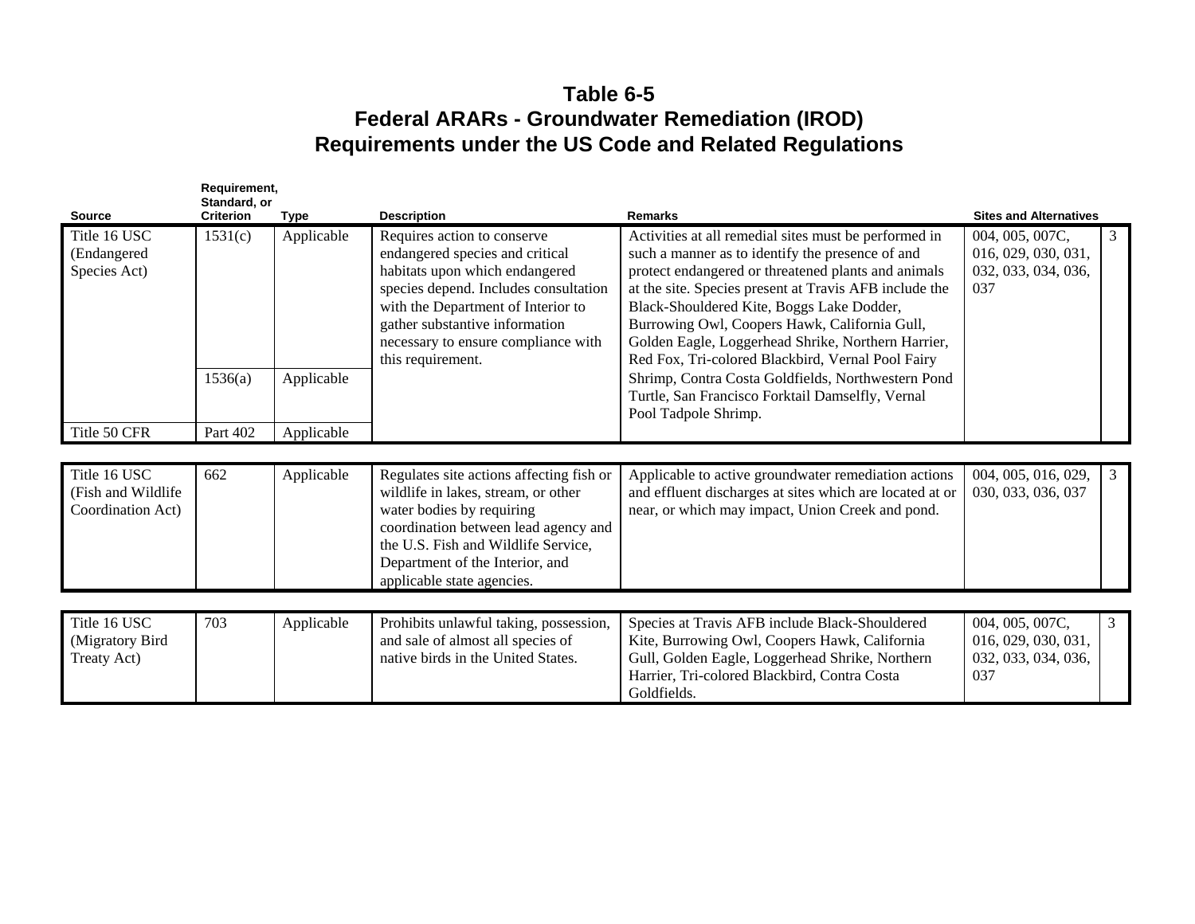# Table 6-5
## Federal ARARs - Groundwater Remediation (IROD)
## Requirements under the US Code and Related Regulations

| Source | Requirement, Standard, or Criterion | Type | Description | Remarks | Sites and Alternatives | |
|---|---|---|---|---|---|---|
| Title 16 USC (Endangered Species Act) | 1531(c) | Applicable | Requires action to conserve endangered species and critical habitats upon which endangered species depend. Includes consultation with the Department of Interior to gather substantive information necessary to ensure compliance with this requirement. | Activities at all remedial sites must be performed in such a manner as to identify the presence of and protect endangered or threatened plants and animals at the site. Species present at Travis AFB include the Black-Shouldered Kite, Boggs Lake Dodder, Burrowing Owl, Coopers Hawk, California Gull, Golden Eagle, Loggerhead Shrike, Northern Harrier, Red Fox, Tri-colored Blackbird, Vernal Pool Fairy Shrimp, Contra Costa Goldfields, Northwestern Pond Turtle, San Francisco Forktail Damselfly, Vernal Pool Tadpole Shrimp. | 004, 005, 007C, 016, 029, 030, 031, 032, 033, 034, 036, 037 | 3 |
| | 1536(a) | Applicable | | | | |
| Title 50 CFR | Part 402 | Applicable | | | | |
| Title 16 USC (Fish and Wildlife Coordination Act) | 662 | Applicable | Regulates site actions affecting fish or wildlife in lakes, stream, or other water bodies by requiring coordination between lead agency and the U.S. Fish and Wildlife Service, Department of the Interior, and applicable state agencies. | Applicable to active groundwater remediation actions and effluent discharges at sites which are located at or near, or which may impact, Union Creek and pond. | 004, 005, 016, 029, 030, 033, 036, 037 | 3 |
| Title 16 USC (Migratory Bird Treaty Act) | 703 | Applicable | Prohibits unlawful taking, possession, and sale of almost all species of native birds in the United States. | Species at Travis AFB include Black-Shouldered Kite, Burrowing Owl, Coopers Hawk, California Gull, Golden Eagle, Loggerhead Shrike, Northern Harrier, Tri-colored Blackbird, Contra Costa Goldfields. | 004, 005, 007C, 016, 029, 030, 031, 032, 033, 034, 036, 037 | 3 |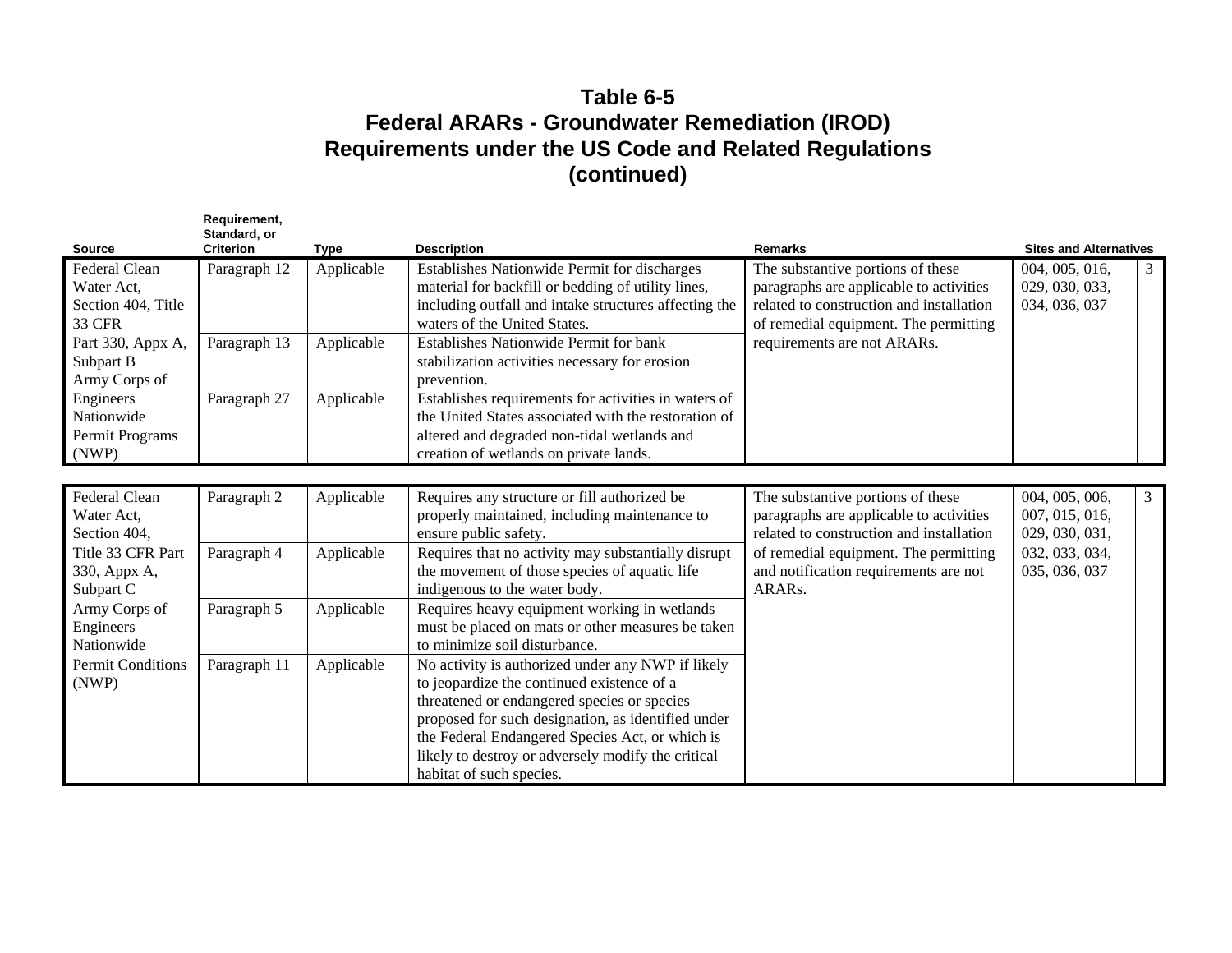# Table 6-5
## Federal ARARs - Groundwater Remediation (IROD)
## Requirements under the US Code and Related Regulations
## (continued)

| Source | Requirement, Standard, or Criterion | Type | Description | Remarks | Sites and Alternatives | |
|---|---|---|---|---|---|---|
| Federal Clean Water Act, Section 404, Title 33 CFR Part 330, Appx A, Subpart B Army Corps of Engineers Nationwide Permit Programs (NWP) | Paragraph 12 | Applicable | Establishes Nationwide Permit for discharges material for backfill or bedding of utility lines, including outfall and intake structures affecting the waters of the United States. | The substantive portions of these paragraphs are applicable to activities related to construction and installation of remedial equipment. The permitting requirements are not ARARs. | 004, 005, 016, 029, 030, 033, 034, 036, 037 | 3 |
| | Paragraph 13 | Applicable | Establishes Nationwide Permit for bank stabilization activities necessary for erosion prevention. | | | |
| | Paragraph 27 | Applicable | Establishes requirements for activities in waters of the United States associated with the restoration of altered and degraded non-tidal wetlands and creation of wetlands on private lands. | | | |
| Federal Clean Water Act, Section 404, Title 33 CFR Part 330, Appx A, Subpart C Army Corps of Engineers Nationwide Permit Conditions (NWP) | Paragraph 2 | Applicable | Requires any structure or fill authorized be properly maintained, including maintenance to ensure public safety. | The substantive portions of these paragraphs are applicable to activities related to construction and installation of remedial equipment. The permitting and notification requirements are not ARARs. | 004, 005, 006, 007, 015, 016, 029, 030, 031, 032, 033, 034, 035, 036, 037 | 3 |
| | Paragraph 4 | Applicable | Requires that no activity may substantially disrupt the movement of those species of aquatic life indigenous to the water body. | | | |
| | Paragraph 5 | Applicable | Requires heavy equipment working in wetlands must be placed on mats or other measures be taken to minimize soil disturbance. | | | |
| | Paragraph 11 | Applicable | No activity is authorized under any NWP if likely to jeopardize the continued existence of a threatened or endangered species or species proposed for such designation, as identified under the Federal Endangered Species Act, or which is likely to destroy or adversely modify the critical habitat of such species. | | | |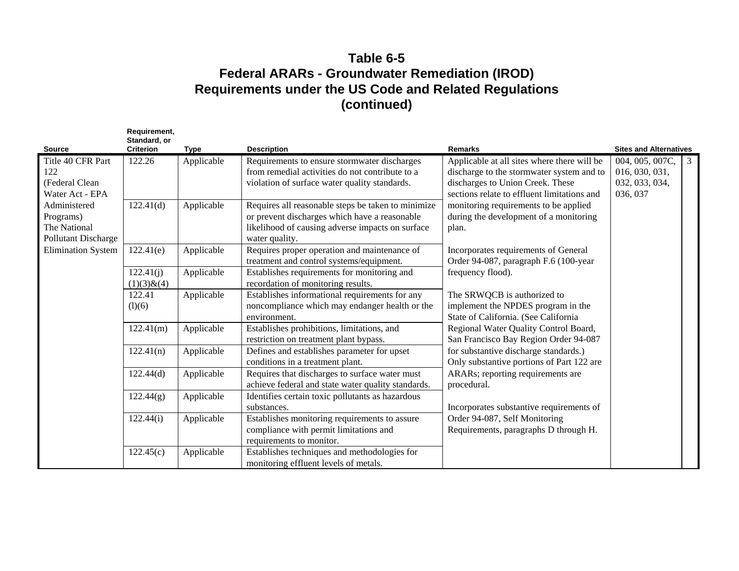# Table 6-5
## Federal ARARs - Groundwater Remediation (IROD)
## Requirements under the US Code and Related Regulations
## (continued)

| Source | Requirement, Standard, or Criterion | Type | Description | Remarks | Sites and Alternatives | |
|---|---|---|---|---|---|---|
| Title 40 CFR Part 122 (Federal Clean Water Act - EPA Administered Programs) The National Pollutant Discharge Elimination System | 122.26 | Applicable | Requirements to ensure stormwater discharges from remedial activities do not contribute to a violation of surface water quality standards. | Applicable at all sites where there will be discharge to the stormwater system and to discharges to Union Creek. These sections relate to effluent limitations and monitoring requirements to be applied during the development of a monitoring plan.<br><br>Incorporates requirements of General Order 94-087, paragraph F.6 (100-year frequency flood).<br><br>The SRWQCB is authorized to implement the NPDES program in the State of California. (See California Regional Water Quality Control Board, San Francisco Bay Region Order 94-087 for substantive discharge standards.) Only substantive portions of Part 122 are ARARs; reporting requirements are procedural.<br><br>Incorporates substantive requirements of Order 94-087, Self Monitoring Requirements, paragraphs D through H. | 004, 005, 007C, 016, 030, 031, 032, 033, 034, 036, 037 | 3 |
| | 122.41(d) | Applicable | Requires all reasonable steps be taken to minimize or prevent discharges which have a reasonable likelihood of causing adverse impacts on surface water quality. | | | |
| | 122.41(e) | Applicable | Requires proper operation and maintenance of treatment and control systems/equipment. | | | |
| | 122.41(j)(1)(3)&(4) | Applicable | Establishes requirements for monitoring and recordation of monitoring results. | | | |
| | 122.41 (l)(6) | Applicable | Establishes informational requirements for any noncompliance which may endanger health or the environment. | | | |
| | 122.41(m) | Applicable | Establishes prohibitions, limitations, and restriction on treatment plant bypass. | | | |
| | 122.41(n) | Applicable | Defines and establishes parameter for upset conditions in a treatment plant. | | | |
| | 122.44(d) | Applicable | Requires that discharges to surface water must achieve federal and state water quality standards. | | | |
| | 122.44(g) | Applicable | Identifies certain toxic pollutants as hazardous substances. | | | |
| | 122.44(i) | Applicable | Establishes monitoring requirements to assure compliance with permit limitations and requirements to monitor. | | | |
| | 122.45(c) | Applicable | Establishes techniques and methodologies for monitoring effluent levels of metals. | | | |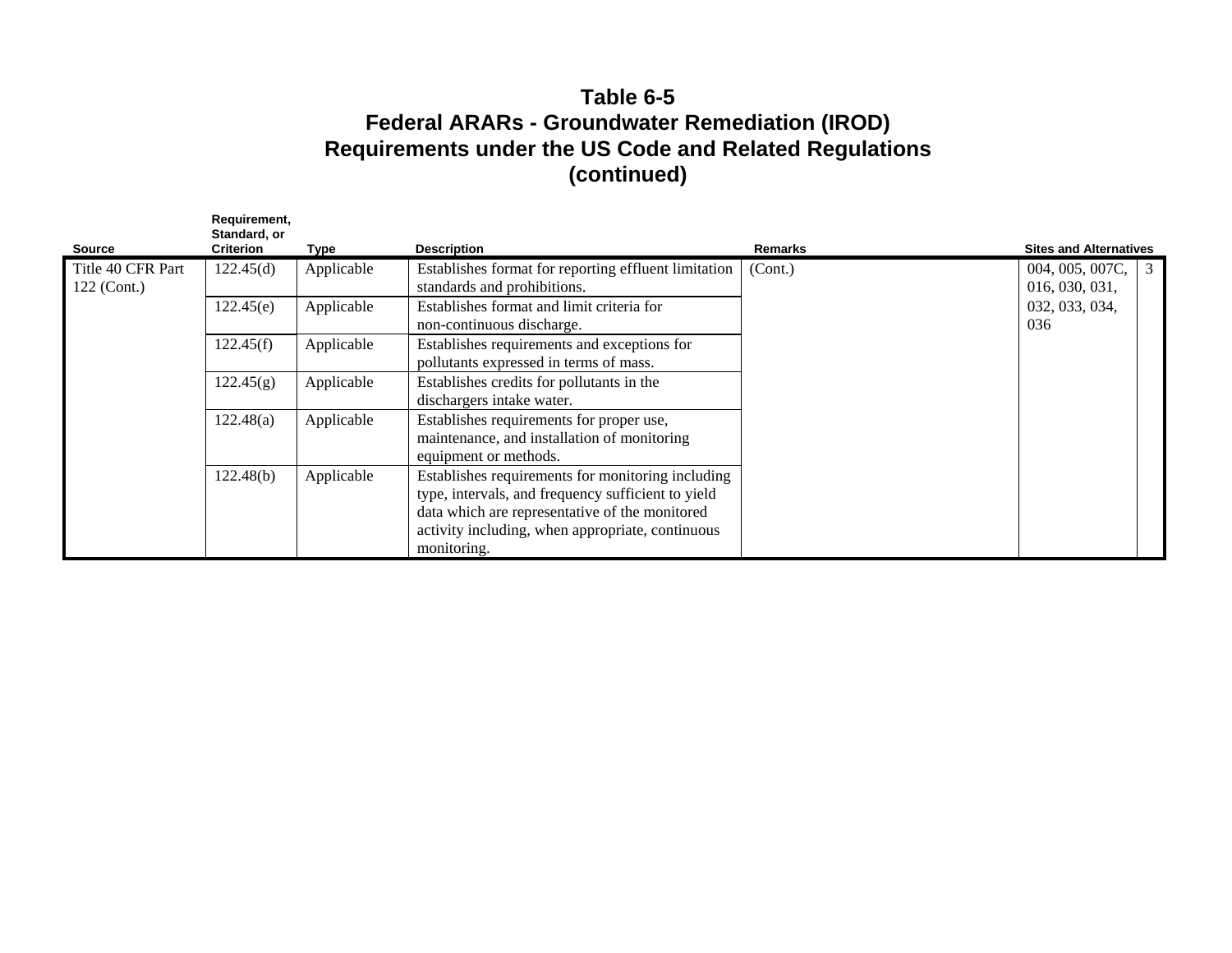# Table 6-5
## Federal ARARs - Groundwater Remediation (IROD)
## Requirements under the US Code and Related Regulations
## (continued)

| Source | Requirement, Standard, or Criterion | Type | Description | Remarks | Sites and Alternatives | |
|---|---|---|---|---|---|---|
| Title 40 CFR Part 122 (Cont.) | 122.45(d) | Applicable | Establishes format for reporting effluent limitation standards and prohibitions. | (Cont.) | 004, 005, 007C, 016, 030, 031, 032, 033, 034, 036 | 3 |
| | 122.45(e) | Applicable | Establishes format and limit criteria for non-continuous discharge. | | | |
| | 122.45(f) | Applicable | Establishes requirements and exceptions for pollutants expressed in terms of mass. | | | |
| | 122.45(g) | Applicable | Establishes credits for pollutants in the dischargers intake water. | | | |
| | 122.48(a) | Applicable | Establishes requirements for proper use, maintenance, and installation of monitoring equipment or methods. | | | |
| | 122.48(b) | Applicable | Establishes requirements for monitoring including type, intervals, and frequency sufficient to yield data which are representative of the monitored activity including, when appropriate, continuous monitoring. | | | |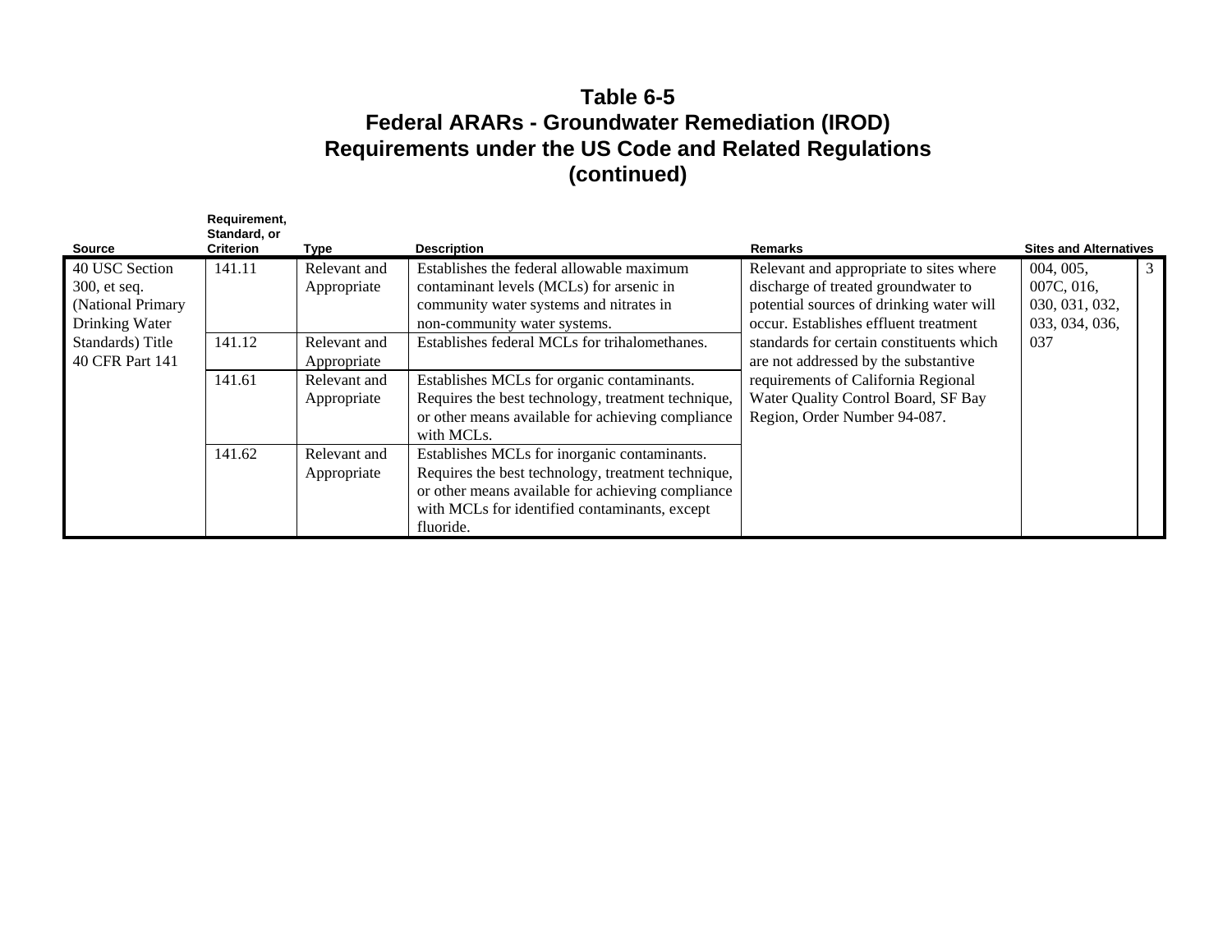# Table 6-5
## Federal ARARs - Groundwater Remediation (IROD)
## Requirements under the US Code and Related Regulations
## (continued)

| Source | Requirement, Standard, or Criterion | Type | Description | Remarks | Sites and Alternatives | |
|---|---|---|---|---|---|---|
| 40 USC Section 300, et seq. (National Primary Drinking Water Standards) Title 40 CFR Part 141 | 141.11 | Relevant and Appropriate | Establishes the federal allowable maximum contaminant levels (MCLs) for arsenic in community water systems and nitrates in non-community water systems. | Relevant and appropriate to sites where discharge of treated groundwater to potential sources of drinking water will occur. Establishes effluent treatment standards for certain constituents which are not addressed by the substantive requirements of California Regional Water Quality Control Board, SF Bay Region, Order Number 94-087. | 004, 005, 007C, 016, 030, 031, 032, 033, 034, 036, 037 | 3 |
| | 141.12 | Relevant and Appropriate | Establishes federal MCLs for trihalomethanes. | | | |
| | 141.61 | Relevant and Appropriate | Establishes MCLs for organic contaminants. Requires the best technology, treatment technique, or other means available for achieving compliance with MCLs. | | | |
| | 141.62 | Relevant and Appropriate | Establishes MCLs for inorganic contaminants. Requires the best technology, treatment technique, or other means available for achieving compliance with MCLs for identified contaminants, except fluoride. | | | |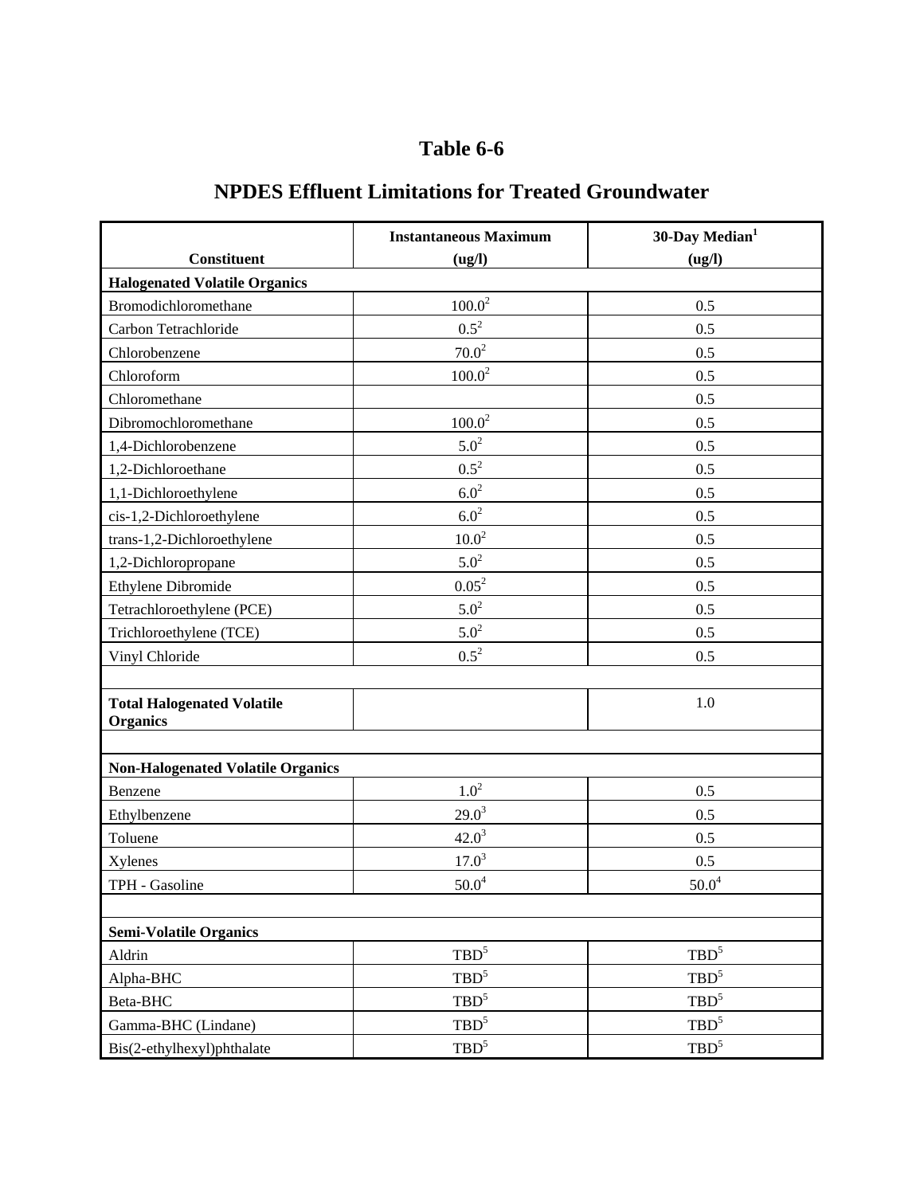# Table 6-6

## NPDES Effluent Limitations for Treated Groundwater

| Constituent | Instantaneous Maximum (ug/l) | 30-Day Median[1] (ug/l) |
|---|---|---|
| **Halogenated Volatile Organics** | | |
| Bromodichloromethane | 100.0[2] | 0.5 |
| Carbon Tetrachloride | 0.5[2] | 0.5 |
| Chlorobenzene | 70.0[2] | 0.5 |
| Chloroform | 100.0[2] | 0.5 |
| Chloromethane | | 0.5 |
| Dibromochloromethane | 100.0[2] | 0.5 |
| 1,4-Dichlorobenzene | 5.0[2] | 0.5 |
| 1,2-Dichloroethane | 0.5[2] | 0.5 |
| 1,1-Dichloroethylene | 6.0[2] | 0.5 |
| cis-1,2-Dichloroethylene | 6.0[2] | 0.5 |
| trans-1,2-Dichloroethylene | 10.0[2] | 0.5 |
| 1,2-Dichloropropane | 5.0[2] | 0.5 |
| Ethylene Dibromide | 0.05[2] | 0.5 |
| Tetrachloroethylene (PCE) | 5.0[2] | 0.5 |
| Trichloroethylene (TCE) | 5.0[2] | 0.5 |
| Vinyl Chloride | 0.5[2] | 0.5 |
| | | |
| **Total Halogenated Volatile Organics** | | 1.0 |
| | | |
| **Non-Halogenated Volatile Organics** | | |
| Benzene | 1.0[2] | 0.5 |
| Ethylbenzene | 29.0[3] | 0.5 |
| Toluene | 42.0[3] | 0.5 |
| Xylenes | 17.0[3] | 0.5 |
| TPH - Gasoline | 50.0[4] | 50.0[4] |
| | | |
| **Semi-Volatile Organics** | | |
| Aldrin | TBD[5] | TBD[5] |
| Alpha-BHC | TBD[5] | TBD[5] |
| Beta-BHC | TBD[5] | TBD[5] |
| Gamma-BHC (Lindane) | TBD[5] | TBD[5] |
| Bis(2-ethylhexyl)phthalate | TBD[5] | TBD[5] |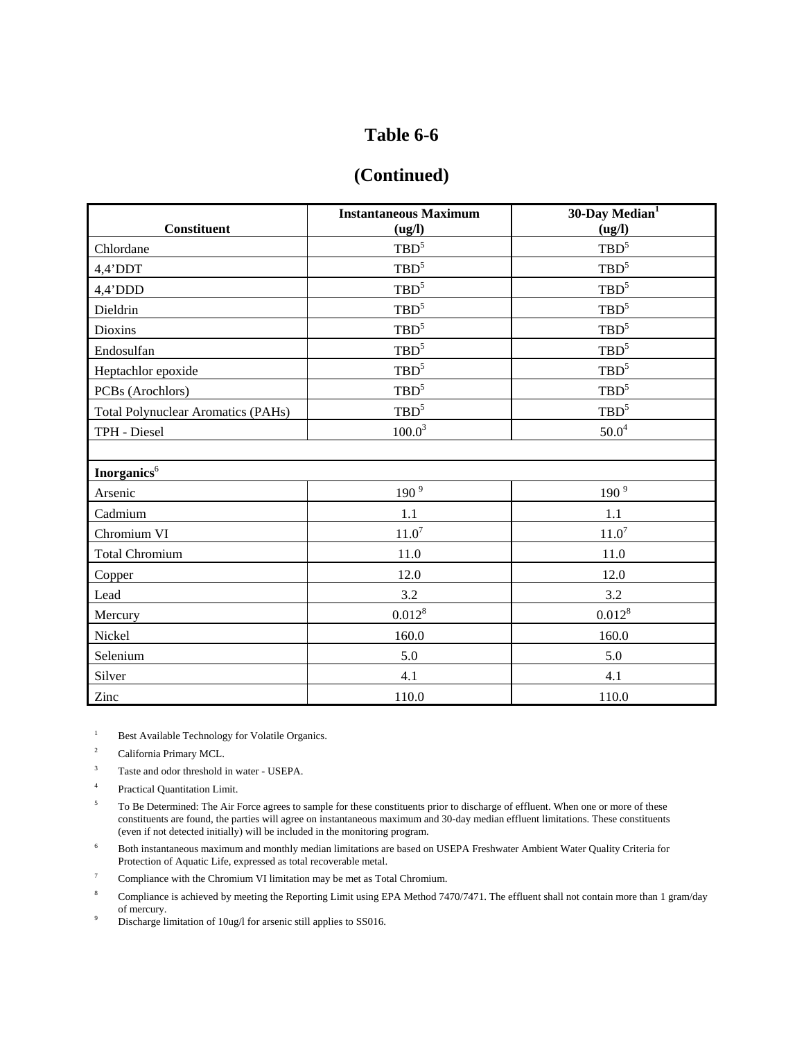# Table 6-6

# (Continued)

| Constituent | Instantaneous Maximum (ug/l) | 30-Day Median[1] (ug/l) |
|---|---|---|
| Chlordane | TBD[5] | TBD[5] |
| 4,4'DDT | TBD[5] | TBD[5] |
| 4,4'DDD | TBD[5] | TBD[5] |
| Dieldrin | TBD[5] | TBD[5] |
| Dioxins | TBD[5] | TBD[5] |
| Endosulfan | TBD[5] | TBD[5] |
| Heptachlor epoxide | TBD[5] | TBD[5] |
| PCBs (Arochlors) | TBD[5] | TBD[5] |
| Total Polynuclear Aromatics (PAHs) | TBD[5] | TBD[5] |
| TPH - Diesel | 100.0[3] | 50.0[4] |
| | | |
| **Inorganics**[6] | | |
| Arsenic | 190 [9] | 190 [9] |
| Cadmium | 1.1 | 1.1 |
| Chromium VI | 11.0[7] | 11.0[7] |
| Total Chromium | 11.0 | 11.0 |
| Copper | 12.0 | 12.0 |
| Lead | 3.2 | 3.2 |
| Mercury | 0.012[8] | 0.012[8] |
| Nickel | 160.0 | 160.0 |
| Selenium | 5.0 | 5.0 |
| Silver | 4.1 | 4.1 |
| Zinc | 110.0 | 110.0 |

[1] Best Available Technology for Volatile Organics.

[2] California Primary MCL.

[3] Taste and odor threshold in water - USEPA.

[4] Practical Quantitation Limit.

[5] To Be Determined: The Air Force agrees to sample for these constituents prior to discharge of effluent. When one or more of these constituents are found, the parties will agree on instantaneous maximum and 30-day median effluent limitations. These constituents (even if not detected initially) will be included in the monitoring program.

[6] Both instantaneous maximum and monthly median limitations are based on USEPA Freshwater Ambient Water Quality Criteria for Protection of Aquatic Life, expressed as total recoverable metal.

[7] Compliance with the Chromium VI limitation may be met as Total Chromium.

[8] Compliance is achieved by meeting the Reporting Limit using EPA Method 7470/7471. The effluent shall not contain more than 1 gram/day of mercury.

[9] Discharge limitation of 10ug/l for arsenic still applies to SS016.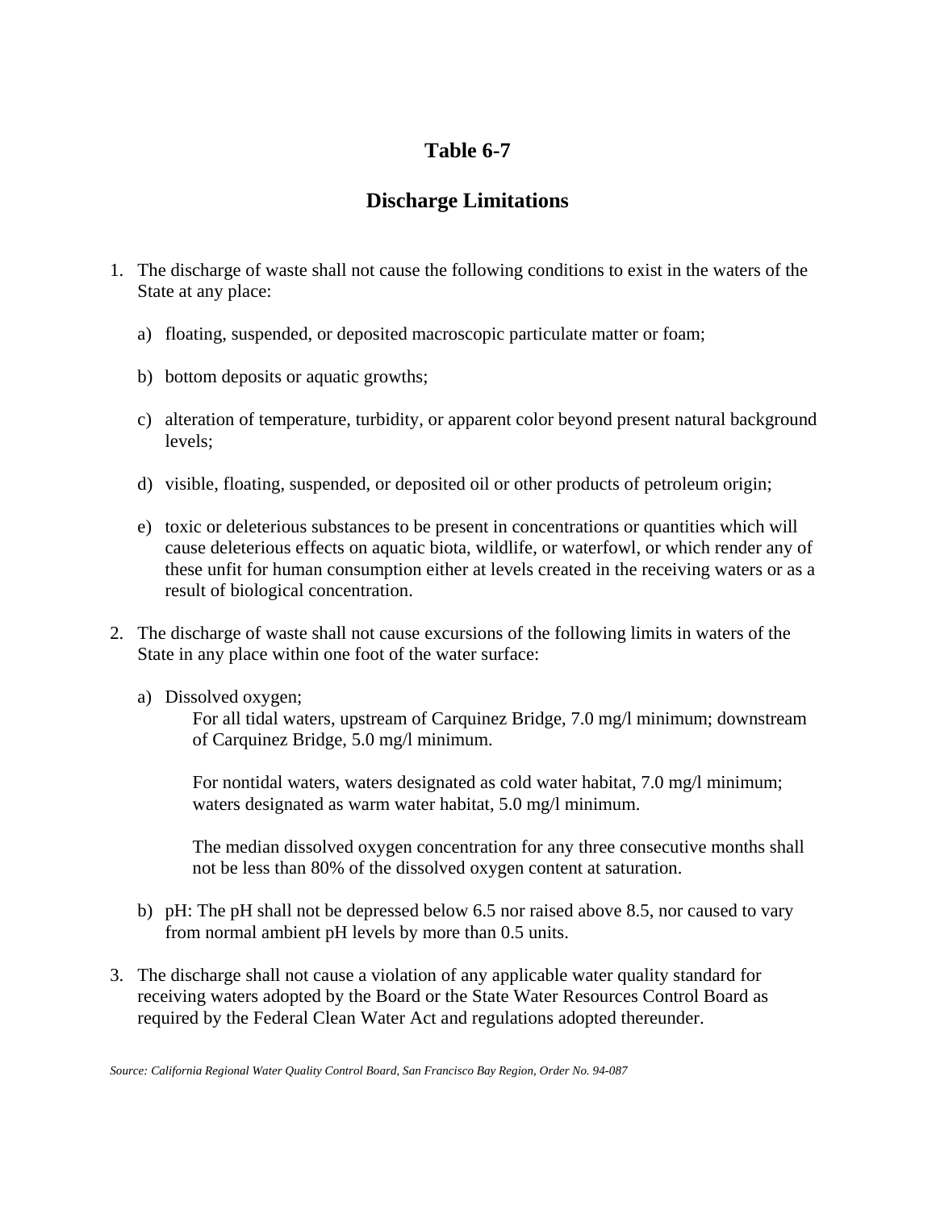## Table 6-7

## Discharge Limitations

1. The discharge of waste shall not cause the following conditions to exist in the waters of the State at any place:

   a) floating, suspended, or deposited macroscopic particulate matter or foam;

   b) bottom deposits or aquatic growths;

   c) alteration of temperature, turbidity, or apparent color beyond present natural background levels;

   d) visible, floating, suspended, or deposited oil or other products of petroleum origin;

   e) toxic or deleterious substances to be present in concentrations or quantities which will cause deleterious effects on aquatic biota, wildlife, or waterfowl, or which render any of these unfit for human consumption either at levels created in the receiving waters or as a result of biological concentration.

2. The discharge of waste shall not cause excursions of the following limits in waters of the State in any place within one foot of the water surface:

   a) Dissolved oxygen;

      For all tidal waters, upstream of Carquinez Bridge, 7.0 mg/l minimum; downstream of Carquinez Bridge, 5.0 mg/l minimum.

      For nontidal waters, waters designated as cold water habitat, 7.0 mg/l minimum; waters designated as warm water habitat, 5.0 mg/l minimum.

      The median dissolved oxygen concentration for any three consecutive months shall not be less than 80% of the dissolved oxygen content at saturation.

   b) pH: The pH shall not be depressed below 6.5 nor raised above 8.5, nor caused to vary from normal ambient pH levels by more than 0.5 units.

3. The discharge shall not cause a violation of any applicable water quality standard for receiving waters adopted by the Board or the State Water Resources Control Board as required by the Federal Clean Water Act and regulations adopted thereunder.

*Source: California Regional Water Quality Control Board, San Francisco Bay Region, Order No. 94-087*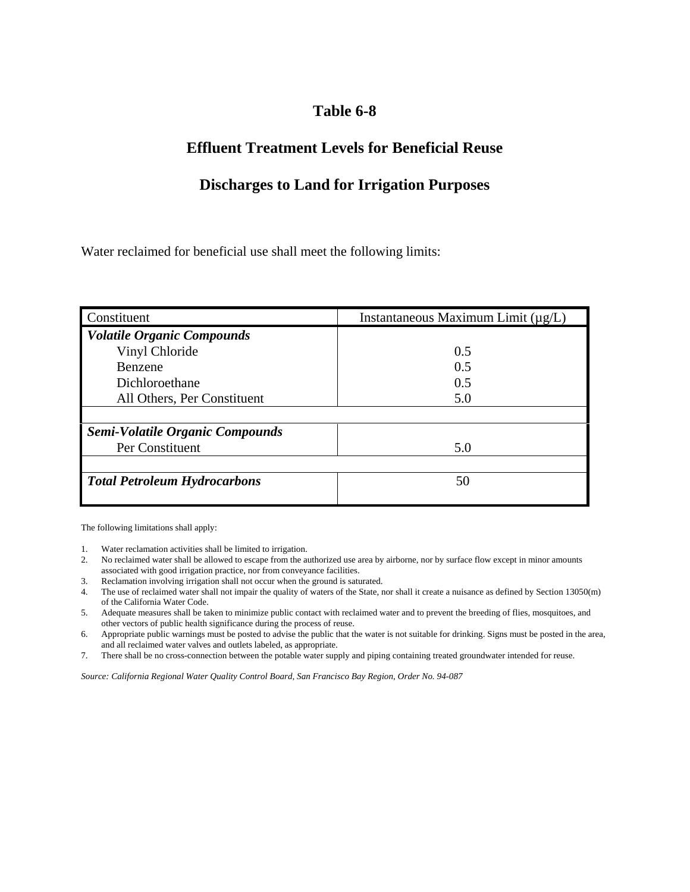# Table 6-8

## Effluent Treatment Levels for Beneficial Reuse

## Discharges to Land for Irrigation Purposes

Water reclaimed for beneficial use shall meet the following limits:

| Constituent | Instantaneous Maximum Limit (µg/L) |
|---|---|
| ***Volatile Organic Compounds*** | |
| Vinyl Chloride | 0.5 |
| Benzene | 0.5 |
| Dichloroethane | 0.5 |
| All Others, Per Constituent | 5.0 |
| | |
| ***Semi-Volatile Organic Compounds*** | |
| Per Constituent | 5.0 |
| | |
| ***Total Petroleum Hydrocarbons*** | 50 |

The following limitations shall apply:

1. Water reclamation activities shall be limited to irrigation.
2. No reclaimed water shall be allowed to escape from the authorized use area by airborne, nor by surface flow except in minor amounts associated with good irrigation practice, nor from conveyance facilities.
3. Reclamation involving irrigation shall not occur when the ground is saturated.
4. The use of reclaimed water shall not impair the quality of waters of the State, nor shall it create a nuisance as defined by Section 13050(m) of the California Water Code.
5. Adequate measures shall be taken to minimize public contact with reclaimed water and to prevent the breeding of flies, mosquitoes, and other vectors of public health significance during the process of reuse.
6. Appropriate public warnings must be posted to advise the public that the water is not suitable for drinking. Signs must be posted in the area, and all reclaimed water valves and outlets labeled, as appropriate.
7. There shall be no cross-connection between the potable water supply and piping containing treated groundwater intended for reuse.

*Source: California Regional Water Quality Control Board, San Francisco Bay Region, Order No. 94-087*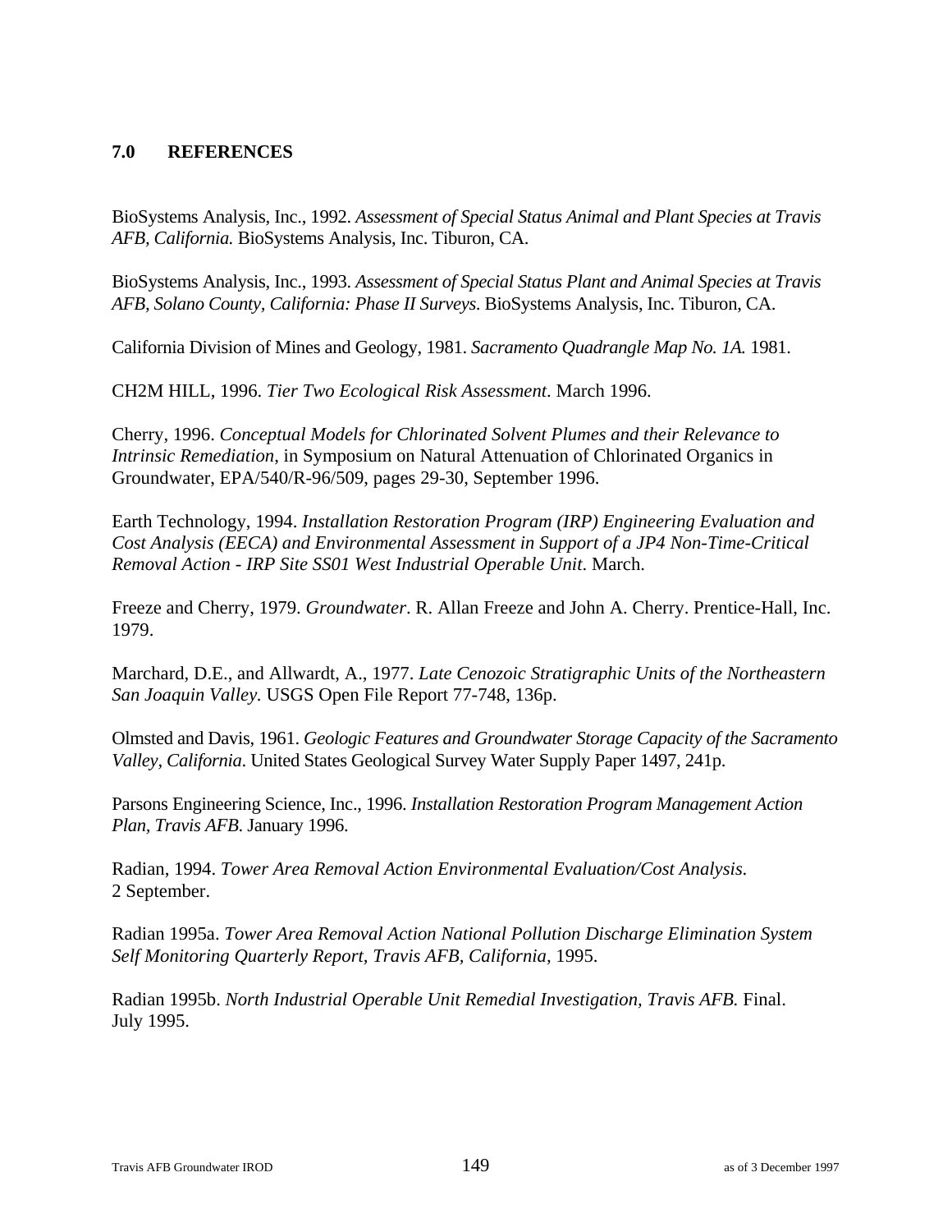## 7.0 REFERENCES

BioSystems Analysis, Inc., 1992. *Assessment of Special Status Animal and Plant Species at Travis AFB, California.* BioSystems Analysis, Inc. Tiburon, CA.

BioSystems Analysis, Inc., 1993. *Assessment of Special Status Plant and Animal Species at Travis AFB, Solano County, California: Phase II Surveys.* BioSystems Analysis, Inc. Tiburon, CA.

California Division of Mines and Geology, 1981. *Sacramento Quadrangle Map No. 1A.* 1981.

CH2M HILL, 1996. *Tier Two Ecological Risk Assessment*. March 1996.

Cherry, 1996. *Conceptual Models for Chlorinated Solvent Plumes and their Relevance to Intrinsic Remediation*, in Symposium on Natural Attenuation of Chlorinated Organics in Groundwater, EPA/540/R-96/509, pages 29-30, September 1996.

Earth Technology, 1994. *Installation Restoration Program (IRP) Engineering Evaluation and Cost Analysis (EECA) and Environmental Assessment in Support of a JP4 Non-Time-Critical Removal Action - IRP Site SS01 West Industrial Operable Unit*. March.

Freeze and Cherry, 1979. *Groundwater*. R. Allan Freeze and John A. Cherry. Prentice-Hall, Inc. 1979.

Marchard, D.E., and Allwardt, A., 1977. *Late Cenozoic Stratigraphic Units of the Northeastern San Joaquin Valley.* USGS Open File Report 77-748, 136p.

Olmsted and Davis, 1961. *Geologic Features and Groundwater Storage Capacity of the Sacramento Valley, California*. United States Geological Survey Water Supply Paper 1497, 241p.

Parsons Engineering Science, Inc., 1996. *Installation Restoration Program Management Action Plan, Travis AFB.* January 1996.

Radian, 1994. *Tower Area Removal Action Environmental Evaluation/Cost Analysis*. 2 September.

Radian 1995a. *Tower Area Removal Action National Pollution Discharge Elimination System Self Monitoring Quarterly Report, Travis AFB, California*, 1995.

Radian 1995b. *North Industrial Operable Unit Remedial Investigation, Travis AFB.* Final. July 1995.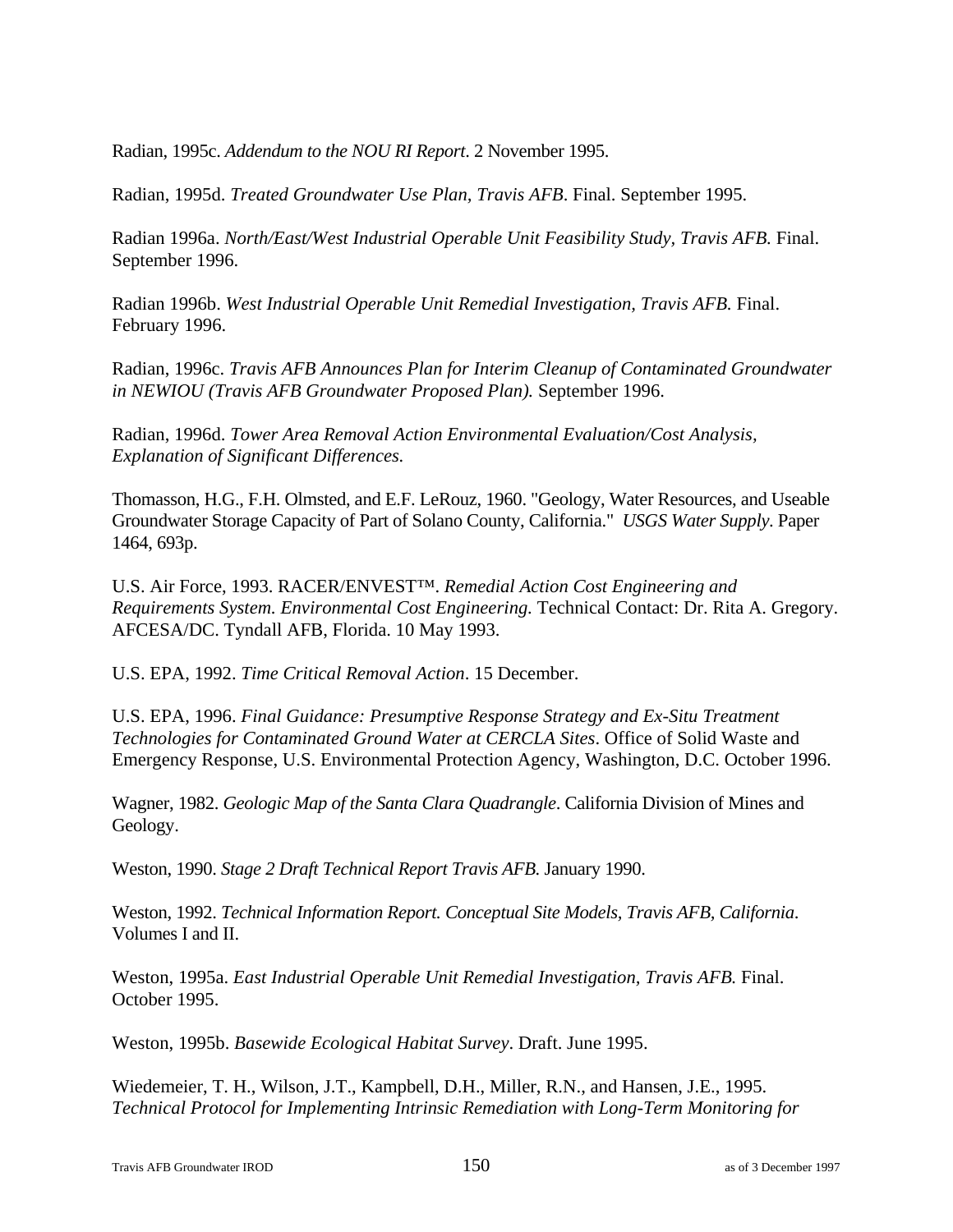Radian, 1995c. *Addendum to the NOU RI Report*. 2 November 1995.

Radian, 1995d. *Treated Groundwater Use Plan, Travis AFB*. Final. September 1995.

Radian 1996a. *North/East/West Industrial Operable Unit Feasibility Study, Travis AFB.* Final. September 1996.

Radian 1996b. *West Industrial Operable Unit Remedial Investigation, Travis AFB.* Final. February 1996.

Radian, 1996c. *Travis AFB Announces Plan for Interim Cleanup of Contaminated Groundwater in NEWIOU (Travis AFB Groundwater Proposed Plan).* September 1996.

Radian, 1996d. *Tower Area Removal Action Environmental Evaluation/Cost Analysis, Explanation of Significant Differences.*

Thomasson, H.G., F.H. Olmsted, and E.F. LeRouz, 1960. "Geology, Water Resources, and Useable Groundwater Storage Capacity of Part of Solano County, California." *USGS Water Supply*. Paper 1464, 693p.

U.S. Air Force, 1993. RACER/ENVEST™. *Remedial Action Cost Engineering and Requirements System. Environmental Cost Engineering.* Technical Contact: Dr. Rita A. Gregory. AFCESA/DC. Tyndall AFB, Florida. 10 May 1993.

U.S. EPA, 1992. *Time Critical Removal Action*. 15 December.

U.S. EPA, 1996. *Final Guidance: Presumptive Response Strategy and Ex-Situ Treatment Technologies for Contaminated Ground Water at CERCLA Sites*. Office of Solid Waste and Emergency Response, U.S. Environmental Protection Agency, Washington, D.C. October 1996.

Wagner, 1982. *Geologic Map of the Santa Clara Quadrangle*. California Division of Mines and Geology.

Weston, 1990. *Stage 2 Draft Technical Report Travis AFB.* January 1990.

Weston, 1992. *Technical Information Report. Conceptual Site Models, Travis AFB, California*. Volumes I and II.

Weston, 1995a. *East Industrial Operable Unit Remedial Investigation, Travis AFB.* Final. October 1995.

Weston, 1995b. *Basewide Ecological Habitat Survey*. Draft. June 1995.

Wiedemeier, T. H., Wilson, J.T., Kampbell, D.H., Miller, R.N., and Hansen, J.E., 1995. *Technical Protocol for Implementing Intrinsic Remediation with Long-Term Monitoring for*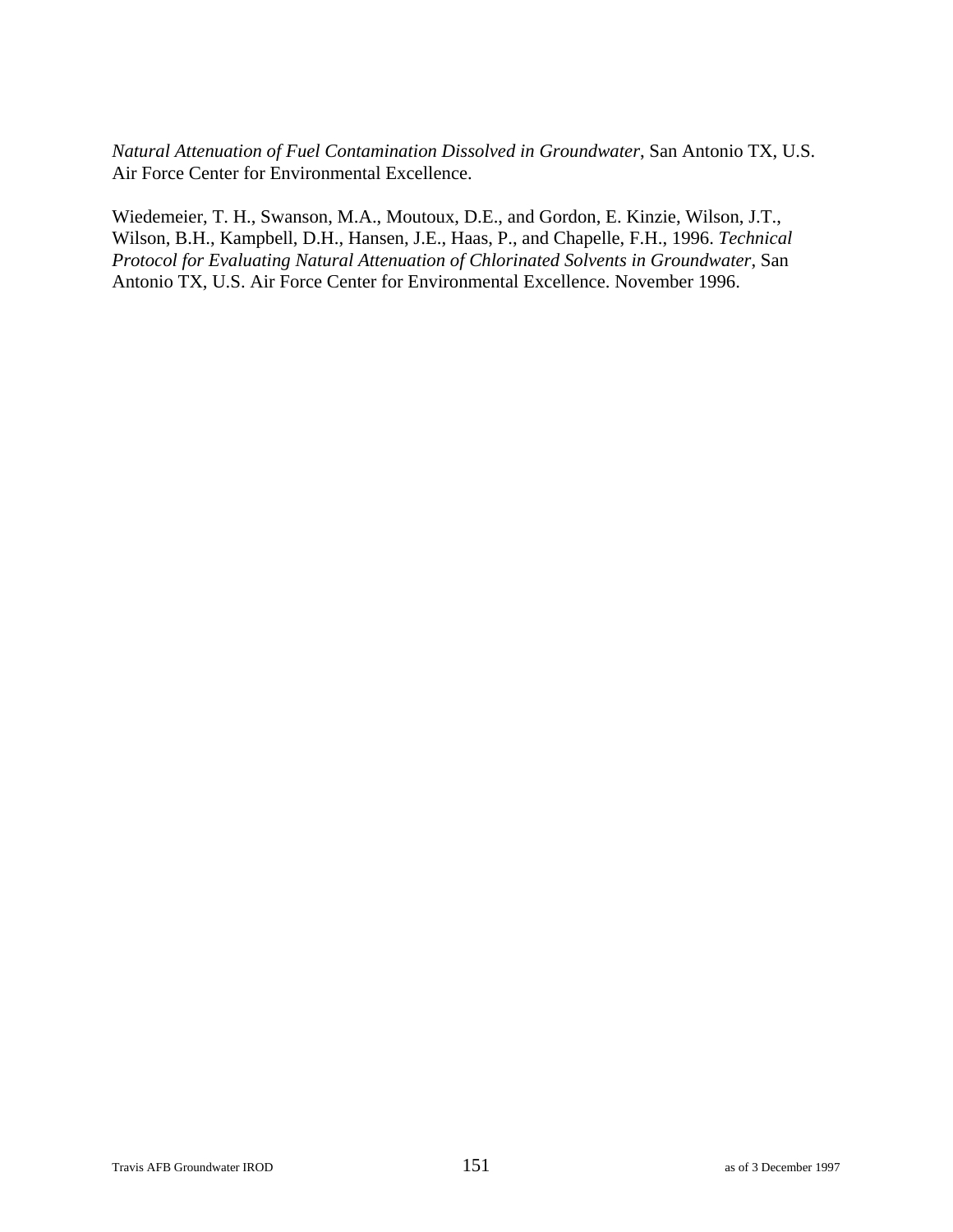*Natural Attenuation of Fuel Contamination Dissolved in Groundwater*, San Antonio TX, U.S. Air Force Center for Environmental Excellence.

Wiedemeier, T. H., Swanson, M.A., Moutoux, D.E., and Gordon, E. Kinzie, Wilson, J.T., Wilson, B.H., Kampbell, D.H., Hansen, J.E., Haas, P., and Chapelle, F.H., 1996. *Technical Protocol for Evaluating Natural Attenuation of Chlorinated Solvents in Groundwater*, San Antonio TX, U.S. Air Force Center for Environmental Excellence. November 1996.